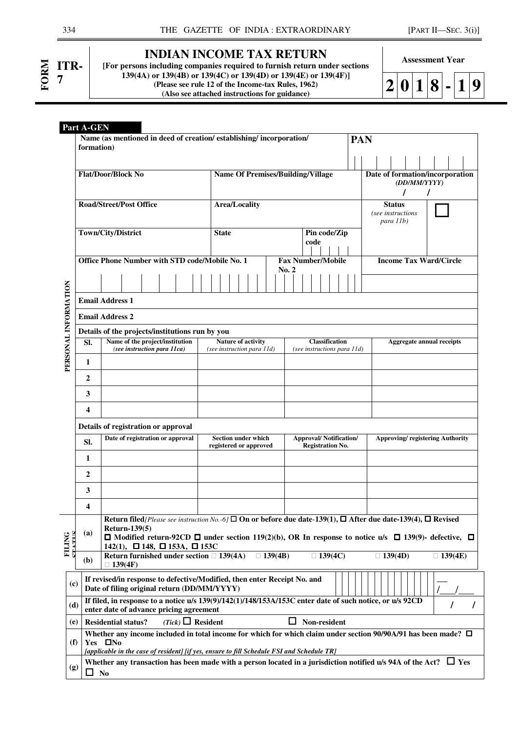**FORM ITR-7**

# INDIAN INCOME TAX RETURN

**[For persons including companies required to furnish return under sections 139(4A) or 139(4B) or 139(4C) or 139(4D) or 139(4E) or 139(4F)]**
**(Please see rule 12 of the Income-tax Rules, 1962)**
**(Also see attached instructions for guidance)**

**Assessment Year**

**2018-19**

## Part A-GEN

### PERSONAL INFORMATION

| Name (as mentioned in deed of creation/ establishing/ incorporation/ formation) | | | PAN |
|---|---|---|---|
| | | | |
| **Flat/Door/Block No** | **Name Of Premises/Building/Village** | | **Date of formation/incorporation** *(DD/MM/YYYY)* / / |
| **Road/Street/Post Office** | **Area/Locality** | | **Status** *(see instructions para 11b)* ☐ |
| **Town/City/District** | **State** | **Pin code/Zip code** | |
| **Office Phone Number with STD code/Mobile No. 1** | | **Fax Number/Mobile No. 2** | **Income Tax Ward/Circle** |
| | | | |
| **Email Address 1** | | | |
| **Email Address 2** | | | |

**Details of the projects/institutions run by you**

| Sl. | Name of the project/institution *(see instruction para 11ca)* | Nature of activity *(see instruction para 11d)* | Classification *(see instructions para 11d)* | Aggregate annual receipts |
|---|---|---|---|---|
| 1 | | | | |
| 2 | | | | |
| 3 | | | | |
| 4 | | | | |

**Details of registration or approval**

| Sl. | Date of registration or approval | Section under which registered or approved | Approval/ Notification/ Registration No. | Approving/ registering Authority |
|---|---|---|---|---|
| 1 | | | | |
| 2 | | | | |
| 3 | | | | |
| 4 | | | | |

### FILING STATUS

| | |
|---|---|
| (a) | **Return filed***[Please see instruction No.-6]* ☐ On or before due date-139(1), ☐ After due date-139(4), ☐ Revised Return-139(5) ☐ Modified return-92CD ☐ under section 119(2)(b), OR In response to notice u/s ☐ 139(9)- defective, ☐ 142(1), ☐ 148, ☐ 153A, ☐ 153C |
| (b) | **Return furnished under section** ☐ 139(4A) ☐ 139(4B) ☐ 139(4C) ☐ 139(4D) ☐ 139(4E) ☐ 139(4F) |
| (c) | **If revised/in response to defective/Modified, then enter Receipt No. and Date of filing original return (DD/MM/YYYY)** ___/___/___ |
| (d) | **If filed, in response to a notice u/s 139(9)/142(1)/148/153A/153C enter date of such notice, or u/s 92CD enter date of advance pricing agreement** / / |
| (e) | **Residential status?** *(Tick)* ☐ Resident ☐ Non-resident |
| (f) | **Whether any income included in total income for which for which claim under section 90/90A/91 has been made?** ☐ Yes ☐No *[applicable in the case of resident] [if yes, ensure to fill Schedule FSI and Schedule TR]* |
| (g) | **Whether any transaction has been made with a person located in a jurisdiction notified u/s 94A of the Act?** ☐ Yes ☐ No |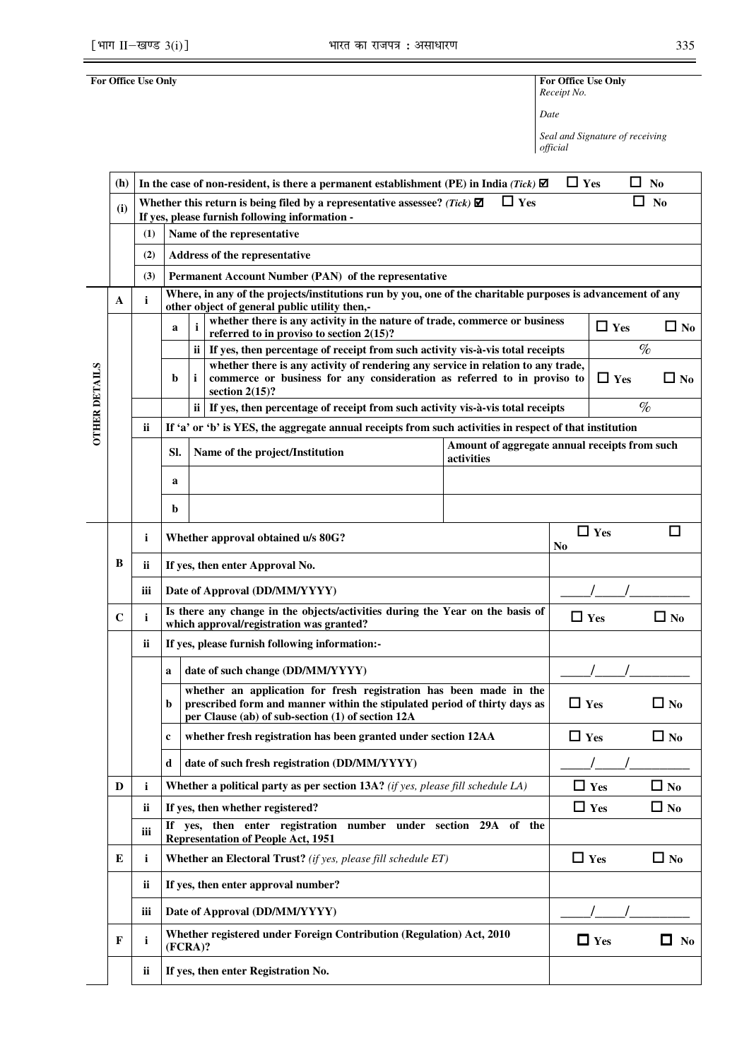| For Office Use Only | For Office Use Only<br>*Receipt No.*<br>*Date*<br>*Seal and Signature of receiving official* |
|---|---|

| | | | | | | | |
|---|---|---|---|---|---|---|---|
| | **(h)** | **In the case of non-resident, is there a permanent establishment (PE) in India** *(Tick)* ☑ | | | | ☐ **Yes** | ☐ **No** |
| | **(i)** | **Whether this return is being filed by a representative assessee?** *(Tick)* ☑ **If yes, please furnish following information -** | | | | ☐ **Yes** | ☐ **No** |
| | | **(1)** | **Name of the representative** | | | | |
| | | **(2)** | **Address of the representative** | | | | |
| | | **(3)** | **Permanent Account Number (PAN) of the representative** | | | | |
| **OTHER DETAILS** | **A** | **i** | **Where, in any of the projects/institutions run by you, one of the charitable purposes is advancement of any other object of general public utility then,-** | | | | |
| | | | **a** | **i** | **whether there is any activity in the nature of trade, commerce or business referred to in proviso to section 2(15)?** | ☐ **Yes** | ☐ **No** |
| | | | | **ii** | **If yes, then percentage of receipt from such activity vis-à-vis total receipts** | % | |
| | | | **b** | **i** | **whether there is any activity of rendering any service in relation to any trade, commerce or business for any consideration as referred to in proviso to section 2(15)?** | ☐ **Yes** | ☐ **No** |
| | | | | **ii** | **If yes, then percentage of receipt from such activity vis-à-vis total receipts** | % | |
| | | **ii** | **If 'a' or 'b' is YES, the aggregate annual receipts from such activities in respect of that institution** | | | | |
| | | | **Sl.** | **Name of the project/Institution** | | **Amount of aggregate annual receipts from such activities** | |
| | | | **a** | | | | |
| | | | **b** | | | | |
| | **B** | **i** | **Whether approval obtained u/s 80G?** | | | ☐ **Yes** | ☐ **No** |
| | | **ii** | **If yes, then enter Approval No.** | | | | |
| | | **iii** | **Date of Approval (DD/MM/YYYY)** | | | ____/____/________ | |
| | **C** | **i** | **Is there any change in the objects/activities during the Year on the basis of which approval/registration was granted?** | | | ☐ **Yes** | ☐ **No** |
| | | **ii** | **If yes, please furnish following information:-** | | | | |
| | | | **a** | **date of such change (DD/MM/YYYY)** | | ____/____/________ | |
| | | | **b** | **whether an application for fresh registration has been made in the prescribed form and manner within the stipulated period of thirty days as per Clause (ab) of sub-section (1) of section 12A** | | ☐ **Yes** | ☐ **No** |
| | | | **c** | **whether fresh registration has been granted under section 12AA** | | ☐ **Yes** | ☐ **No** |
| | | | **d** | **date of such fresh registration (DD/MM/YYYY)** | | ____/____/________ | |
| | **D** | **i** | **Whether a political party as per section 13A?** *(if yes, please fill schedule LA)* | | | ☐ **Yes** | ☐ **No** |
| | | **ii** | **If yes, then whether registered?** | | | ☐ **Yes** | ☐ **No** |
| | | **iii** | **If yes, then enter registration number under section 29A of the Representation of People Act, 1951** | | | | |
| | **E** | **i** | **Whether an Electoral Trust?** *(if yes, please fill schedule ET)* | | | ☐ **Yes** | ☐ **No** |
| | | **ii** | **If yes, then enter approval number?** | | | | |
| | | **iii** | **Date of Approval (DD/MM/YYYY)** | | | ____/____/________ | |
| | **F** | **i** | **Whether registered under Foreign Contribution (Regulation) Act, 2010 (FCRA)?** | | | ☐ **Yes** | ☐ **No** |
| | | **ii** | **If yes, then enter Registration No.** | | | | |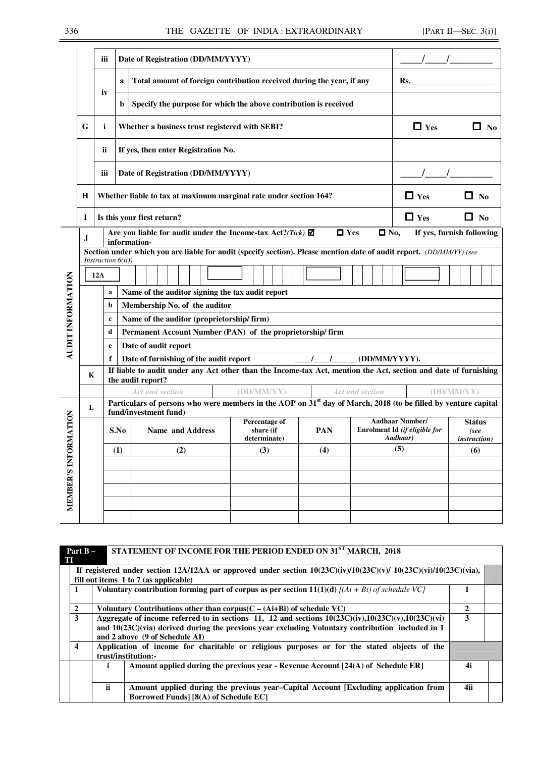| | | | | |
|---|---|---|---|---|
| | iii | | Date of Registration (DD/MM/YYYY) | ____/____/________ |
| | iv | a | Total amount of foreign contribution received during the year, if any | Rs. ______________ |
| | | b | Specify the purpose for which the above contribution is received | |
| G | i | | Whether a business trust registered with SEBI? | ☐ Yes ☐ No |
| | ii | | If yes, then enter Registration No. | |
| | iii | | Date of Registration (DD/MM/YYYY) | ____/____/________ |
| H | | | Whether liable to tax at maximum marginal rate under section 164? | ☐ Yes ☐ No |
| I | | | Is this your first return? | ☐ Yes ☐ No |

**AUDIT INFORMATION**

| | | |
|---|---|---|
| J | | Are you liable for audit under the Income-tax Act?*(Tick)* ☑ ☐ Yes ☐ No, If yes, furnish following information- |
| | | Section under which you are liable for audit (specify section). Please mention date of audit report. *(DD/MM/YY) (see Instruction 6(ii))* |
| | | 12A |
| | a | Name of the auditor signing the tax audit report |
| | b | Membership No. of the auditor |
| | c | Name of the auditor (proprietorship/ firm) |
| | d | Permanent Account Number (PAN) of the proprietorship/ firm |
| | e | Date of audit report |
| | f | Date of furnishing of the audit report ____/____/______ (DD/MM/YYYY). |
| K | | If liable to audit under any Act other than the Income-tax Act, mention the Act, section and date of furnishing the audit report? |

| Act and section | (DD/MM/YY) | Act and section | (DD/MM/YY) |
|---|---|---|---|
| | | | |

**MEMBER'S INFORMATION**

L. Particulars of persons who were members in the AOP on 31[st] day of March, 2018 (to be filled by venture capital fund/investment fund)

| S.No | Name and Address | Percentage of share (if determinate) | PAN | Aadhaar Number/ Enrolment Id *(if eligible for Aadhaar)* | Status *(see instruction)* |
|---|---|---|---|---|---|
| (1) | (2) | (3) | (4) | (5) | (6) |
| | | | | | |
| | | | | | |
| | | | | | |
| | | | | | |
| | | | | | |

**Part B – TI — STATEMENT OF INCOME FOR THE PERIOD ENDED ON 31[ST] MARCH, 2018**

| | | | | |
|---|---|---|---|---|
| | | If registered under section 12A/12AA or approved under section 10(23C)(iv)/10(23C)(v)/ 10(23C)(vi)/10(23C)(via), fill out items 1 to 7 (as applicable) | | |
| 1 | | Voluntary contribution forming part of corpus as per section 11(1)(d) *[(Ai + Bi) of schedule VC]* | 1 | |
| 2 | | Voluntary Contributions other than corpus(C – (Ai+Bi) of schedule VC) | 2 | |
| 3 | | Aggregate of income referred to in sections 11, 12 and sections 10(23C)(iv),10(23C)(v),10(23C)(vi) and 10(23C)(via) derived during the previous year excluding Voluntary contribution included in 1 and 2 above (9 of Schedule AI) | 3 | |
| 4 | | Application of income for charitable or religious purposes or for the stated objects of the trust/institution:- | | |
| | i | Amount applied during the previous year - Revenue Account [24(A) of Schedule ER] | 4i | |
| | ii | Amount applied during the previous year–Capital Account [Excluding application from Borrowed Funds] [8(A) of Schedule EC] | 4ii | |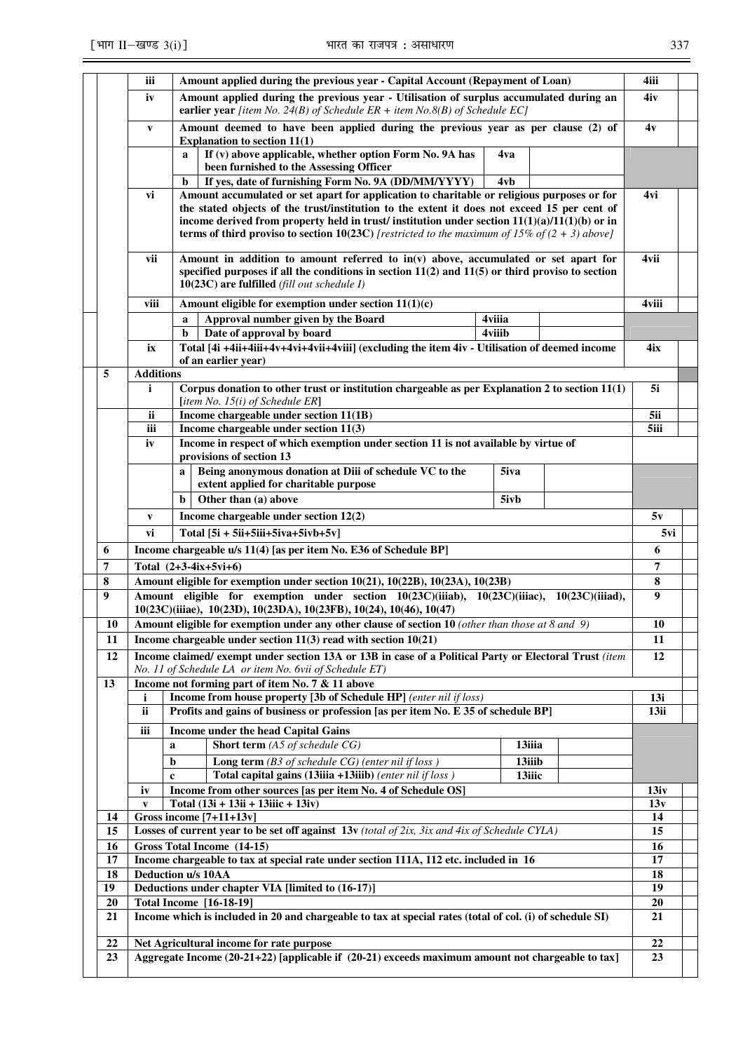| | | | | | | |
|---|---|---|---|---|---|---|
| | iii | Amount applied during the previous year - Capital Account (Repayment of Loan) | | | 4iii | |
| | iv | Amount applied during the previous year - Utilisation of surplus accumulated during an earlier year *[item No. 24(B) of Schedule ER + item No.8(B) of Schedule EC]* | | | 4iv | |
| | v | Amount deemed to have been applied during the previous year as per clause (2) of Explanation to section 11(1) | | | 4v | |
| | | a If (v) above applicable, whether option Form No. 9A has been furnished to the Assessing Officer | 4va | | | |
| | | b If yes, date of furnishing Form No. 9A (DD/MM/YYYY) | 4vb | | | |
| | vi | Amount accumulated or set apart for application to charitable or religious purposes or for the stated objects of the trust/institution to the extent it does not exceed 15 per cent of income derived from property held in trust/ institution under section 11(1)(a)/11(1)(b) or in terms of third proviso to section 10(23C) *[restricted to the maximum of 15% of (2 + 3) above]* | | | 4vi | |
| | vii | Amount in addition to amount referred to in(v) above, accumulated or set apart for specified purposes if all the conditions in section 11(2) and 11(5) or third proviso to section 10(23C) are fulfilled *(fill out schedule I)* | | | 4vii | |
| | viii | Amount eligible for exemption under section 11(1)(c) | | | 4viii | |
| | | a Approval number given by the Board | 4viiia | | | |
| | | b Date of approval by board | 4viiib | | | |
| | ix | Total [4i +4ii+4iii+4v+4vi+4vii+4viii] (excluding the item 4iv - Utilisation of deemed income of an earlier year) | | | 4ix | |
| 5 | Additions | | | | | |
| | i | Corpus donation to other trust or institution chargeable as per Explanation 2 to section 11(1) [*item No. 15(i) of Schedule ER*] | | | 5i | |
| | ii | Income chargeable under section 11(1B) | | | 5ii | |
| | iii | Income chargeable under section 11(3) | | | 5iii | |
| | iv | Income in respect of which exemption under section 11 is not available by virtue of provisions of section 13 | | | | |
| | | a Being anonymous donation at Diii of schedule VC to the extent applied for charitable purpose | 5iva | | | |
| | | b Other than (a) above | 5ivb | | | |
| | v | Income chargeable under section 12(2) | | | 5v | |
| | vi | Total [5i + 5ii+5iii+5iva+5ivb+5v] | | | 5vi | |
| 6 | Income chargeable u/s 11(4) [as per item No. E36 of Schedule BP] | | | | 6 | |
| 7 | Total (2+3-4ix+5vi+6) | | | | 7 | |
| 8 | Amount eligible for exemption under section 10(21), 10(22B), 10(23A), 10(23B) | | | | 8 | |
| 9 | Amount eligible for exemption under section 10(23C)(iiiab), 10(23C)(iiiac), 10(23C)(iiiad), 10(23C)(iiiae), 10(23D), 10(23DA), 10(23FB), 10(24), 10(46), 10(47) | | | | 9 | |
| 10 | Amount eligible for exemption under any other clause of section 10 *(other than those at 8 and 9)* | | | | 10 | |
| 11 | Income chargeable under section 11(3) read with section 10(21) | | | | 11 | |
| 12 | Income claimed/ exempt under section 13A or 13B in case of a Political Party or Electoral Trust *(item No. 11 of Schedule LA or item No. 6vii of Schedule ET)* | | | | 12 | |
| 13 | Income not forming part of item No. 7 & 11 above | | | | | |
| | i | Income from house property [3b of Schedule HP] *(enter nil if loss)* | | | 13i | |
| | ii | Profits and gains of business or profession [as per item No. E 35 of schedule BP] | | | 13ii | |
| | iii | Income under the head Capital Gains | | | | |
| | | a Short term *(A5 of schedule CG)* | 13iiia | | | |
| | | b Long term *(B3 of schedule CG) (enter nil if loss )* | 13iiib | | | |
| | | c Total capital gains (13iiia +13iiib) *(enter nil if loss )* | 13iiic | | | |
| | iv | Income from other sources [as per item No. 4 of Schedule OS] | | | 13iv | |
| | v | Total (13i + 13ii + 13iiic + 13iv) | | | 13v | |
| 14 | Gross income [7+11+13v] | | | | 14 | |
| 15 | Losses of current year to be set off against 13v *(total of 2ix, 3ix and 4ix of Schedule CYLA)* | | | | 15 | |
| 16 | Gross Total Income (14-15) | | | | 16 | |
| 17 | Income chargeable to tax at special rate under section 111A, 112 etc. included in 16 | | | | 17 | |
| 18 | Deduction u/s 10AA | | | | 18 | |
| 19 | Deductions under chapter VIA [limited to (16-17)] | | | | 19 | |
| 20 | Total Income [16-18-19] | | | | 20 | |
| 21 | Income which is included in 20 and chargeable to tax at special rates (total of col. (i) of schedule SI) | | | | 21 | |
| 22 | Net Agricultural income for rate purpose | | | | 22 | |
| 23 | Aggregate Income (20-21+22) [applicable if (20-21) exceeds maximum amount not chargeable to tax] | | | | 23 | |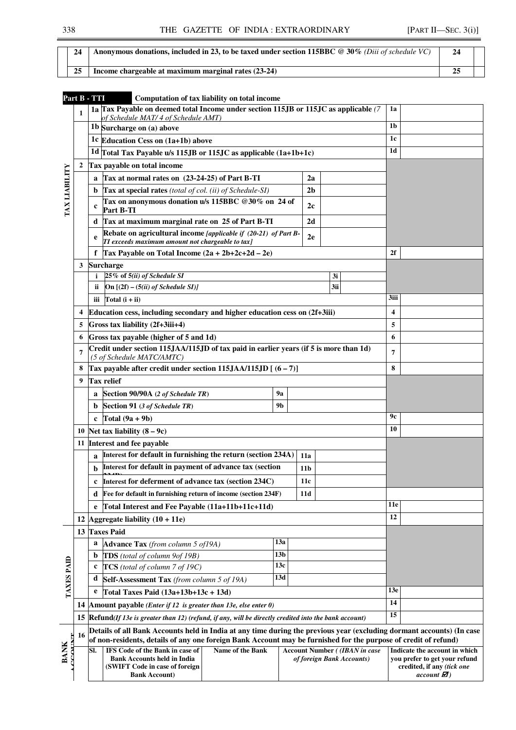| | | | |
|---|---|---|---|
| 24 | **Anonymous donations, included in 23, to be taxed under section 115BBC @ 30%** *(Diii of schedule VC)* | 24 | |
| 25 | **Income chargeable at maximum marginal rates (23-24)** | 25 | |

**Part B - TTI** **Computation of tax liability on total income**

| Section | | | | | | |
|---|---|---|---|---|---|---|
| TAX LIABILITY | 1 | 1a | **Tax Payable on deemed total Income under section 115JB or 115JC as applicable** *(7 of Schedule MAT/ 4 of Schedule AMT)* | | 1a | |
| | | 1b | **Surcharge on (a) above** | | 1b | |
| | | 1c | **Education Cess on (1a+1b) above** | | 1c | |
| | | 1d | **Total Tax Payable u/s 115JB or 115JC as applicable (1a+1b+1c)** | | 1d | |
| | 2 | | **Tax payable on total income** | | | |
| | | a | **Tax at normal rates on (23-24-25) of Part B-TI** | 2a | | |
| | | b | **Tax at special rates** *(total of col. (ii) of Schedule-SI)* | 2b | | |
| | | c | **Tax on anonymous donation u/s 115BBC @30% on 24 of Part B-TI** | 2c | | |
| | | d | **Tax at maximum marginal rate on 25 of Part B-TI** | 2d | | |
| | | e | **Rebate on agricultural income** *[applicable if (20-21) of Part B-TI exceeds maximum amount not chargeable to tax]* | 2e | | |
| | | f | **Tax Payable on Total Income (2a + 2b+2c+2d – 2e)** | | 2f | |
| | 3 | | **Surcharge** | | | |
| | | i | *25% of 5(ii) of Schedule SI* | 3i | | |
| | | ii | *On [(2f) – (5(ii) of Schedule SI)]* | 3ii | | |
| | | iii | **Total (i + ii)** | | 3iii | |
| | 4 | | **Education cess, including secondary and higher education cess on (2f+3iii)** | | 4 | |
| | 5 | | **Gross tax liability (2f+3iii+4)** | | 5 | |
| | 6 | | **Gross tax payable (higher of 5 and 1d)** | | 6 | |
| | 7 | | **Credit under section 115JAA/115JD of tax paid in earlier years (if 5 is more than 1d)** *(5 of Schedule MATC/AMTC)* | | 7 | |
| | 8 | | **Tax payable after credit under section 115JAA/115JD [ (6 – 7)]** | | 8 | |
| | 9 | | **Tax relief** | | | |
| | | a | **Section 90/90A (***2 of Schedule TR***)** | 9a | | |
| | | b | **Section 91 (***3 of Schedule TR***)** | 9b | | |
| | | c | **Total (9a + 9b)** | | 9c | |
| | 10 | | **Net tax liability (8 – 9c)** | | 10 | |
| | 11 | | **Interest and fee payable** | | | |
| | | a | **Interest for default in furnishing the return (section 234A)** | 11a | | |
| | | b | **Interest for default in payment of advance tax (section 234B)** | 11b | | |
| | | c | **Interest for deferment of advance tax (section 234C)** | 11c | | |
| | | d | **Fee for default in furnishing return of income (section 234F)** | 11d | | |
| | | e | **Total Interest and Fee Payable (11a+11b+11c+11d)** | | 11e | |
| | 12 | | **Aggregate liability (10 + 11e)** | | 12 | |
| TAXES PAID | 13 | | **Taxes Paid** | | | |
| | | a | **Advance Tax** *(from column 5 of19A)* | 13a | | |
| | | b | **TDS** *(total of column 9of 19B)* | 13b | | |
| | | c | **TCS** *(total of column 7 of 19C)* | 13c | | |
| | | d | **Self-Assessment Tax** *(from column 5 of 19A)* | 13d | | |
| | | e | **Total Taxes Paid (13a+13b+13c + 13d)** | | 13e | |
| | 14 | | **Amount payable** *(Enter if 12 is greater than 13e, else enter 0)* | | 14 | |
| | 15 | | **Refund***(If 13e is greater than 12) (refund, if any, will be directly credited into the bank account)* | | 15 | |

**BANK ACCOUNT**

16 **Details of all Bank Accounts held in India at any time during the previous year (excluding dormant accounts) (In case of non-residents, details of any one foreign Bank Account may be furnished for the purpose of credit of refund)**

| Sl. | IFS Code of the Bank in case of Bank Accounts held in India (SWIFT Code in case of foreign Bank Account) | Name of the Bank | Account Number ( *(IBAN in case of foreign Bank Accounts)* | Indicate the account in which you prefer to get your refund credited, if any *(tick one account ☑)* |
|---|---|---|---|---|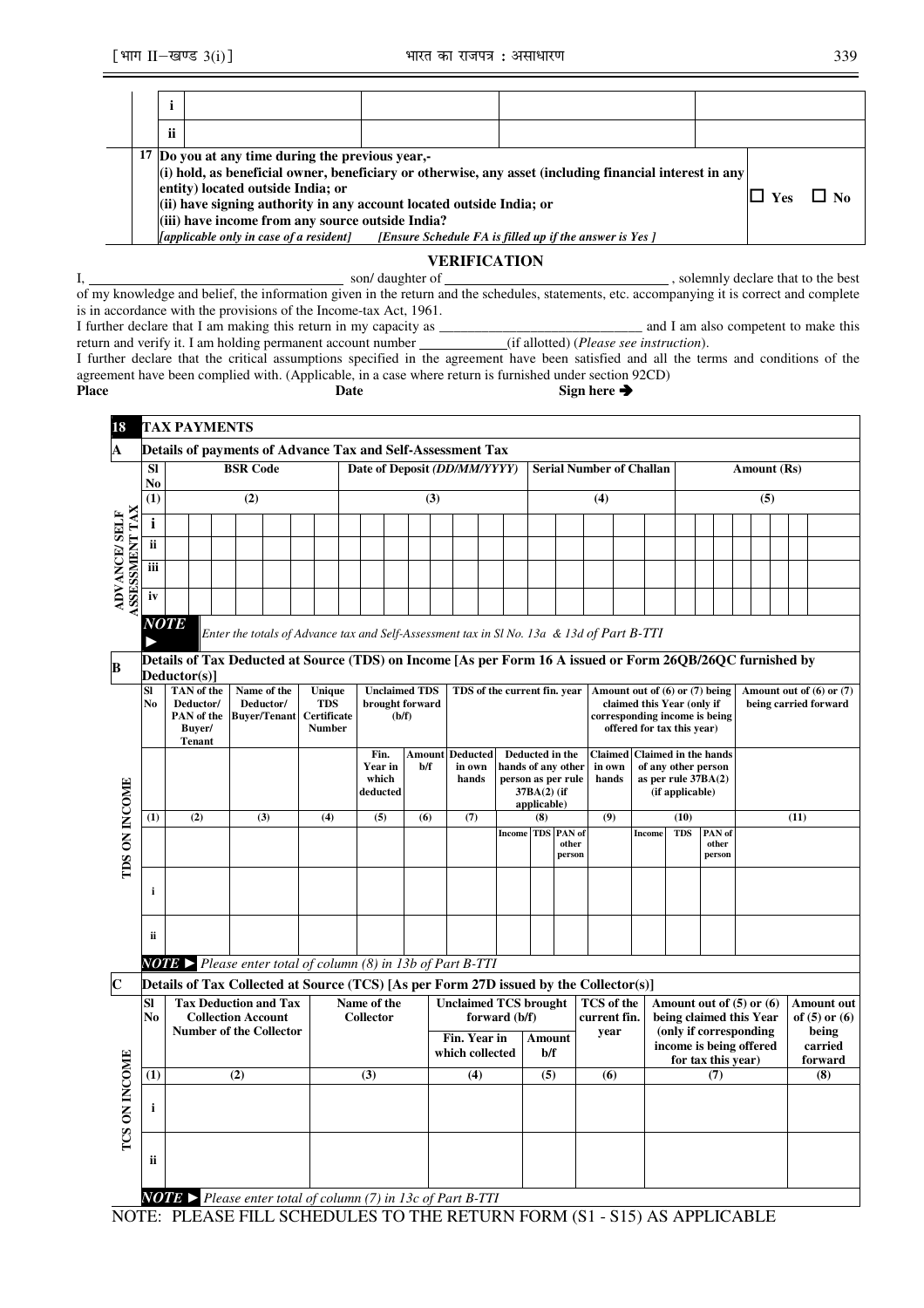| | | | | | |
|---|---|---|---|---|---|
| | i | | | | |
| | ii | | | | |

| | |
|---|---|
| 17 Do you at any time during the previous year,-<br>(i) hold, as beneficial owner, beneficiary or otherwise, any asset (including financial interest in any entity) located outside India; or<br>(ii) have signing authority in any account located outside India; or<br>(iii) have income from any source outside India?<br>*[applicable only in case of a resident]* *[Ensure Schedule FA is filled up if the answer is Yes ]* | ☐ Yes ☐ No |

## VERIFICATION

I, ______________________ son/ daughter of ______________________, solemnly declare that to the best of my knowledge and belief, the information given in the return and the schedules, statements, etc. accompanying it is correct and complete is in accordance with the provisions of the Income-tax Act, 1961.

I further declare that I am making this return in my capacity as ______________________ and I am also competent to make this return and verify it. I am holding permanent account number ____________(if allotted) (*Please see instruction*).

I further declare that the critical assumptions specified in the agreement have been satisfied and all the terms and conditions of the agreement have been complied with. (Applicable, in a case where return is furnished under section 92CD)

**Place** **Date** **Sign here ➔**

## 18 TAX PAYMENTS

**A Details of payments of Advance Tax and Self-Assessment Tax**

**ADVANCE/ SELF ASSESSMENT TAX**

| Sl No | BSR Code | Date of Deposit *(DD/MM/YYYY)* | Serial Number of Challan | Amount (Rs) |
|---|---|---|---|---|
| (1) | (2) | (3) | (4) | (5) |
| i | | | | |
| ii | | | | |
| iii | | | | |
| iv | | | | |

***NOTE*** ► *Enter the totals of Advance tax and Self-Assessment tax in Sl No. 13a & 13d of Part B-TTI*

**B Details of Tax Deducted at Source (TDS) on Income [As per Form 16 A issued or Form 26QB/26QC furnished by Deductor(s)]**

**TDS ON INCOME**

| Sl No | TAN of the Deductor/ PAN of the Buyer/ Tenant | Name of the Deductor/ Buyer/Tenant | Unique TDS Certificate Number | Unclaimed TDS brought forward (b/f) | | TDS of the current fin. year | | | | Amount out of (6) or (7) being claimed this Year (only if corresponding income is being offered for tax this year) | | | | Amount out of (6) or (7) being carried forward |
|---|---|---|---|---|---|---|---|---|---|---|---|---|---|---|
| | | | | Fin. Year in which deducted | Amount b/f | Deducted in own hands | Deducted in the hands of any other person as per rule 37BA(2) (if applicable) | | | Claimed in own hands | Claimed in the hands of any other person as per rule 37BA(2) (if applicable) | | | |
| (1) | (2) | (3) | (4) | (5) | (6) | (7) | (8) | | | (9) | (10) | | | (11) |
| | | | | | | | Income | TDS | PAN of other person | | Income | TDS | PAN of other person | |
| i | | | | | | | | | | | | | | |
| ii | | | | | | | | | | | | | | |

***NOTE*** ► *Please enter total of column (8) in 13b of Part B-TTI*

**C Details of Tax Collected at Source (TCS) [As per Form 27D issued by the Collector(s)]**

**TCS ON INCOME**

| Sl No | Tax Deduction and Tax Collection Account Number of the Collector | Name of the Collector | Unclaimed TCS brought forward (b/f) | | TCS of the current fin. year | Amount out of (5) or (6) being claimed this Year (only if corresponding income is being offered for tax this year) | Amount out of (5) or (6) being carried forward |
|---|---|---|---|---|---|---|---|
| | | | Fin. Year in which collected | Amount b/f | | | |
| (1) | (2) | (3) | (4) | (5) | (6) | (7) | (8) |
| i | | | | | | | |
| ii | | | | | | | |

***NOTE*** ► *Please enter total of column (7) in 13c of Part B-TTI*

NOTE: PLEASE FILL SCHEDULES TO THE RETURN FORM (S1 - S15) AS APPLICABLE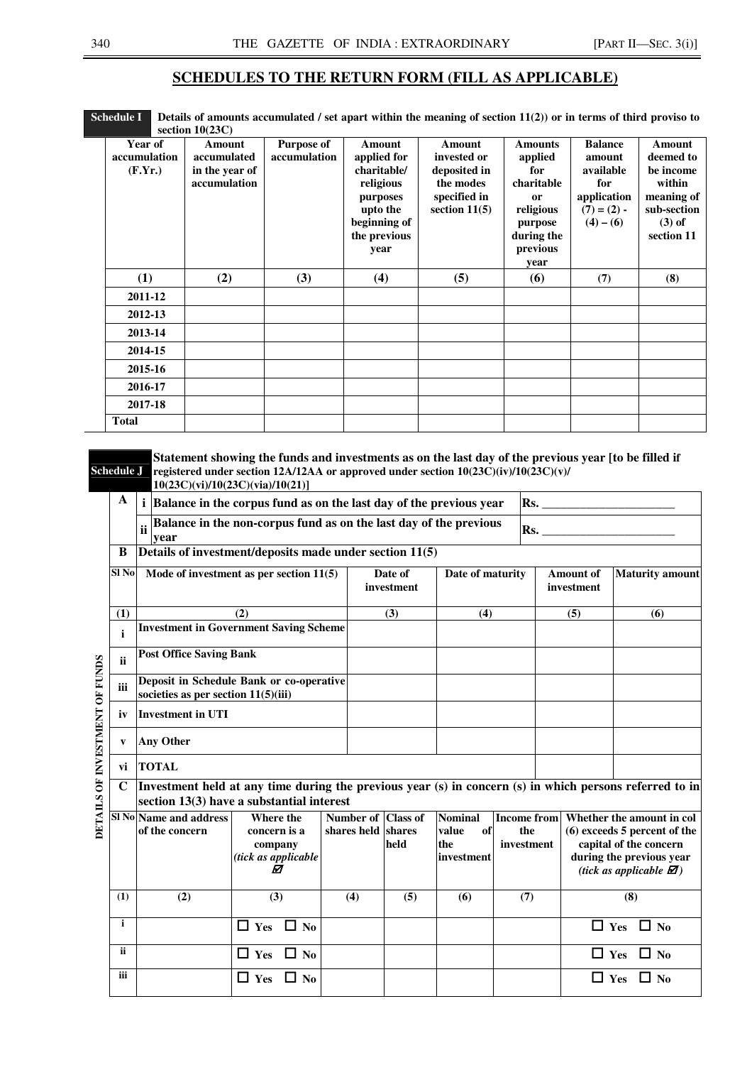## SCHEDULES TO THE RETURN FORM (FILL AS APPLICABLE)

**Schedule I** **Details of amounts accumulated / set apart within the meaning of section 11(2)) or in terms of third proviso to section 10(23C)**

| Year of accumulation (F.Yr.) | Amount accumulated in the year of accumulation | Purpose of accumulation | Amount applied for charitable/ religious purposes upto the beginning of the previous year | Amount invested or deposited in the modes specified in section 11(5) | Amounts applied for charitable or religious purpose during the previous year | Balance amount available for application (7) = (2) - (4) – (6) | Amount deemed to be income within meaning of sub-section (3) of section 11 |
|---|---|---|---|---|---|---|---|
| (1) | (2) | (3) | (4) | (5) | (6) | (7) | (8) |
| 2011-12 | | | | | | | |
| 2012-13 | | | | | | | |
| 2013-14 | | | | | | | |
| 2014-15 | | | | | | | |
| 2015-16 | | | | | | | |
| 2016-17 | | | | | | | |
| 2017-18 | | | | | | | |
| Total | | | | | | | |

**Schedule J** **Statement showing the funds and investments as on the last day of the previous year [to be filled if registered under section 12A/12AA or approved under section 10(23C)(iv)/10(23C)(v)/ 10(23C)(vi)/10(23C)(via)/10(21)]**

**DETAILS OF INVESTMENT OF FUNDS**

| A | | |
|---|---|---|
| i | Balance in the corpus fund as on the last day of the previous year | Rs. ______________________ |
| ii | Balance in the non-corpus fund as on the last day of the previous year | Rs. ______________________ |

**B Details of investment/deposits made under section 11(5)**

| Sl No | Mode of investment as per section 11(5) | Date of investment | Date of maturity | Amount of investment | Maturity amount |
|---|---|---|---|---|---|
| (1) | (2) | (3) | (4) | (5) | (6) |
| i | Investment in Government Saving Scheme | | | | |
| ii | Post Office Saving Bank | | | | |
| iii | Deposit in Schedule Bank or co-operative societies as per section 11(5)(iii) | | | | |
| iv | Investment in UTI | | | | |
| v | Any Other | | | | |
| vi | TOTAL | | | | |

**C Investment held at any time during the previous year (s) in concern (s) in which persons referred to in section 13(3) have a substantial interest**

| Sl No | Name and address of the concern | Where the concern is a company *(tick as applicable ☑* | Number of shares held | Class of shares held | Nominal value of the investment | Income from the investment | Whether the amount in col (6) exceeds 5 percent of the capital of the concern during the previous year *(tick as applicable ☑)* |
|---|---|---|---|---|---|---|---|
| (1) | (2) | (3) | (4) | (5) | (6) | (7) | (8) |
| i | | ☐ Yes ☐ No | | | | | ☐ Yes ☐ No |
| ii | | ☐ Yes ☐ No | | | | | ☐ Yes ☐ No |
| iii | | ☐ Yes ☐ No | | | | | ☐ Yes ☐ No |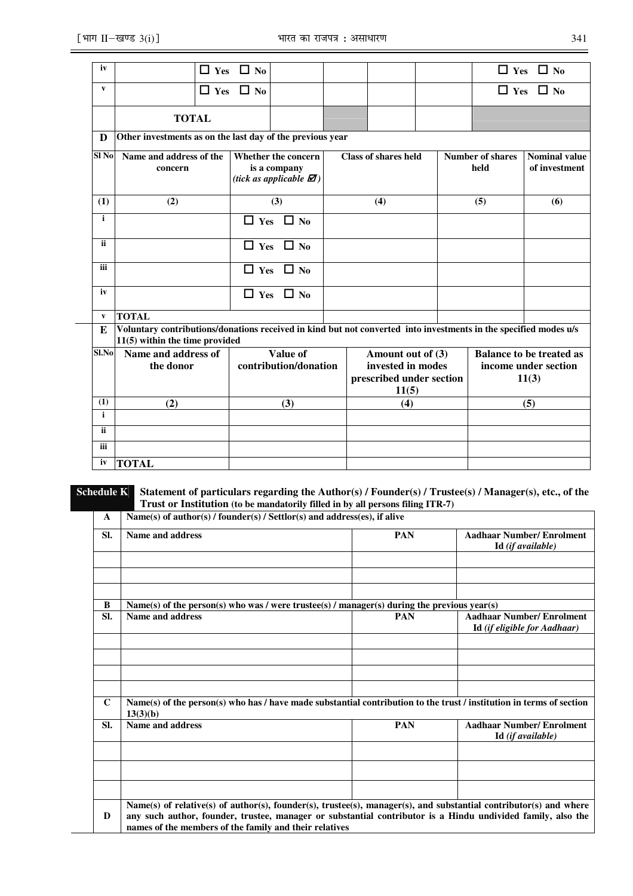| iv | | ☐ Yes ☐ No | | | | | ☐ Yes ☐ No |
|---|---|---|---|---|---|---|---|
| v | | ☐ Yes ☐ No | | | | | ☐ Yes ☐ No |
| | **TOTAL** | | | | | | |

| **D** | **Other investments as on the last day of the previous year** | | | | |
|---|---|---|---|---|---|
| **Sl No** | **Name and address of the concern** | **Whether the concern is a company** *(tick as applicable ☑)* | **Class of shares held** | **Number of shares held** | **Nominal value of investment** |
| **(1)** | **(2)** | **(3)** | **(4)** | **(5)** | **(6)** |
| i | | ☐ Yes ☐ No | | | |
| ii | | ☐ Yes ☐ No | | | |
| iii | | ☐ Yes ☐ No | | | |
| iv | | ☐ Yes ☐ No | | | |
| v | **TOTAL** | | | | |

| **E** | **Voluntary contributions/donations received in kind but not converted into investments in the specified modes u/s 11(5) within the time provided** | | | |
|---|---|---|---|---|
| **Sl.No** | **Name and address of the donor** | **Value of contribution/donation** | **Amount out of (3) invested in modes prescribed under section 11(5)** | **Balance to be treated as income under section 11(3)** |
| **(1)** | **(2)** | **(3)** | **(4)** | **(5)** |
| i | | | | |
| ii | | | | |
| iii | | | | |
| iv | **TOTAL** | | | |

**Schedule K** **Statement of particulars regarding the Author(s) / Founder(s) / Trustee(s) / Manager(s), etc., of the Trust or Institution (to be mandatorily filled in by all persons filing ITR-7)**

| **A** | **Name(s) of author(s) / founder(s) / Settlor(s) and address(es), if alive** | | |
|---|---|---|---|
| **Sl.** | **Name and address** | **PAN** | **Aadhaar Number/ Enrolment Id** *(if available)* |
| | | | |
| | | | |
| | | | |
| **B** | **Name(s) of the person(s) who was / were trustee(s) / manager(s) during the previous year(s)** | | |
| **Sl.** | **Name and address** | **PAN** | **Aadhaar Number/ Enrolment Id** *(if eligible for Aadhaar)* |
| | | | |
| | | | |
| | | | |
| | | | |
| **C** | **Name(s) of the person(s) who has / have made substantial contribution to the trust / institution in terms of section 13(3)(b)** | | |
| **Sl.** | **Name and address** | **PAN** | **Aadhaar Number/ Enrolment Id** *(if available)* |
| | | | |
| | | | |
| | | | |
| **D** | **Name(s) of relative(s) of author(s), founder(s), trustee(s), manager(s), and substantial contributor(s) and where any such author, founder, trustee, manager or substantial contributor is a Hindu undivided family, also the names of the members of the family and their relatives** | | |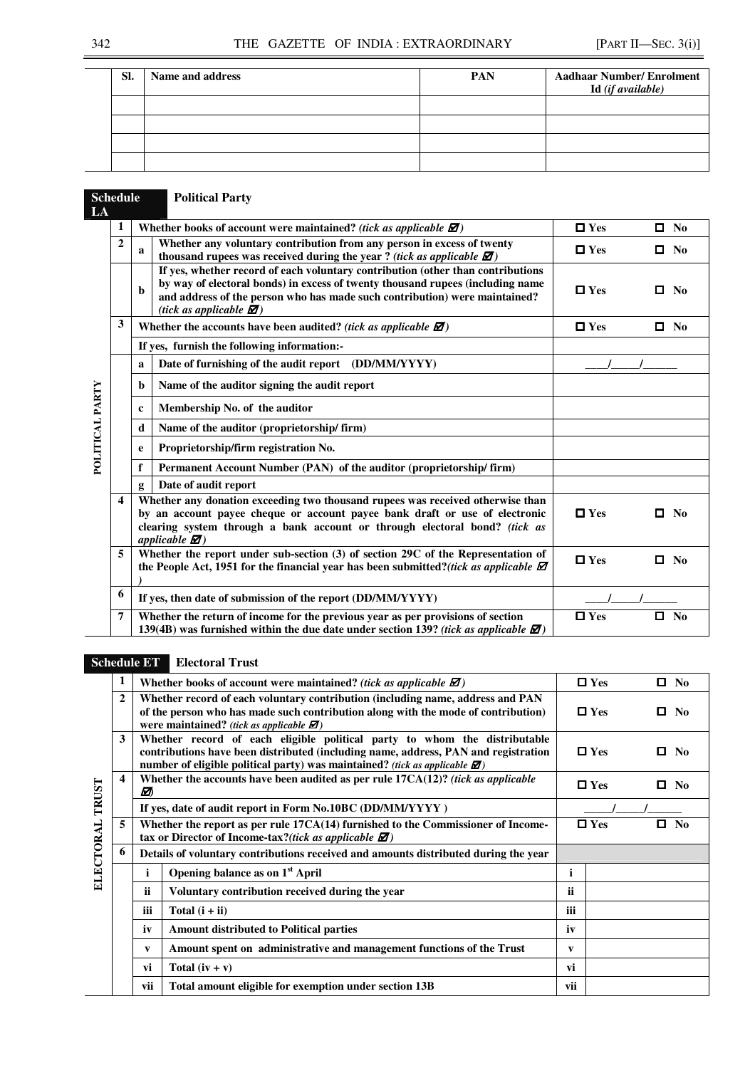| Sl. | Name and address | PAN | Aadhaar Number/ Enrolment Id *(if available)* |
|---|---|---|---|
| | | | |
| | | | |
| | | | |
| | | | |

**Schedule LA** **Political Party**

| | | | | | |
|---|---|---|---|---|---|
| POLITICAL PARTY | 1 | | **Whether books of account were maintained?** *(tick as applicable ☑)* | ☐ Yes | ☐ No |
| | 2 | a | **Whether any voluntary contribution from any person in excess of twenty thousand rupees was received during the year ?** *(tick as applicable ☑)* | ☐ Yes | ☐ No |
| | | b | **If yes, whether record of each voluntary contribution (other than contributions by way of electoral bonds) in excess of twenty thousand rupees (including name and address of the person who has made such contribution) were maintained?** *(tick as applicable ☑)* | ☐ Yes | ☐ No |
| | 3 | | **Whether the accounts have been audited?** *(tick as applicable ☑)* | ☐ Yes | ☐ No |
| | | | **If yes, furnish the following information:-** | | |
| | | a | **Date of furnishing of the audit report (DD/MM/YYYY)** | ___/___/_____ | |
| | | b | **Name of the auditor signing the audit report** | | |
| | | c | **Membership No. of the auditor** | | |
| | | d | **Name of the auditor (proprietorship/ firm)** | | |
| | | e | **Proprietorship/firm registration No.** | | |
| | | f | **Permanent Account Number (PAN) of the auditor (proprietorship/ firm)** | | |
| | | g | **Date of audit report** | | |
| | 4 | | **Whether any donation exceeding two thousand rupees was received otherwise than by an account payee cheque or account payee bank draft or use of electronic clearing system through a bank account or through electoral bond?** *(tick as applicable ☑)* | ☐ Yes | ☐ No |
| | 5 | | **Whether the report under sub-section (3) of section 29C of the Representation of the People Act, 1951 for the financial year has been submitted?***(tick as applicable ☑ )* | ☐ Yes | ☐ No |
| | 6 | | **If yes, then date of submission of the report (DD/MM/YYYY)** | ___/___/_____ | |
| | 7 | | **Whether the return of income for the previous year as per provisions of section 139(4B) was furnished within the due date under section 139?** *(tick as applicable ☑)* | ☐ Yes | ☐ No |

**Schedule ET** **Electoral Trust**

| | | | | | |
|---|---|---|---|---|---|
| ELECTORAL TRUST | 1 | | **Whether books of account were maintained?** *(tick as applicable ☑)* | ☐ Yes | ☐ No |
| | 2 | | **Whether record of each voluntary contribution (including name, address and PAN of the person who has made such contribution along with the mode of contribution) were maintained?** *(tick as applicable ☑)* | ☐ Yes | ☐ No |
| | 3 | | **Whether record of each eligible political party to whom the distributable contributions have been distributed (including name, address, PAN and registration number of eligible political party) was maintained?** *(tick as applicable ☑)* | ☐ Yes | ☐ No |
| | 4 | | **Whether the accounts have been audited as per rule 17CA(12)?** *(tick as applicable ☑)* | ☐ Yes | ☐ No |
| | | | **If yes, date of audit report in Form No.10BC (DD/MM/YYYY )** | ____/____/_____ | |
| | 5 | | **Whether the report as per rule 17CA(14) furnished to the Commissioner of Income-tax or Director of Income-tax?***(tick as applicable ☑)* | ☐ Yes | ☐ No |
| | 6 | | **Details of voluntary contributions received and amounts distributed during the year** | | |
| | | i | **Opening balance as on 1st April** | i | |
| | | ii | **Voluntary contribution received during the year** | ii | |
| | | iii | **Total (i + ii)** | iii | |
| | | iv | **Amount distributed to Political parties** | iv | |
| | | v | **Amount spent on administrative and management functions of the Trust** | v | |
| | | vi | **Total (iv + v)** | vi | |
| | | vii | **Total amount eligible for exemption under section 13B** | vii | |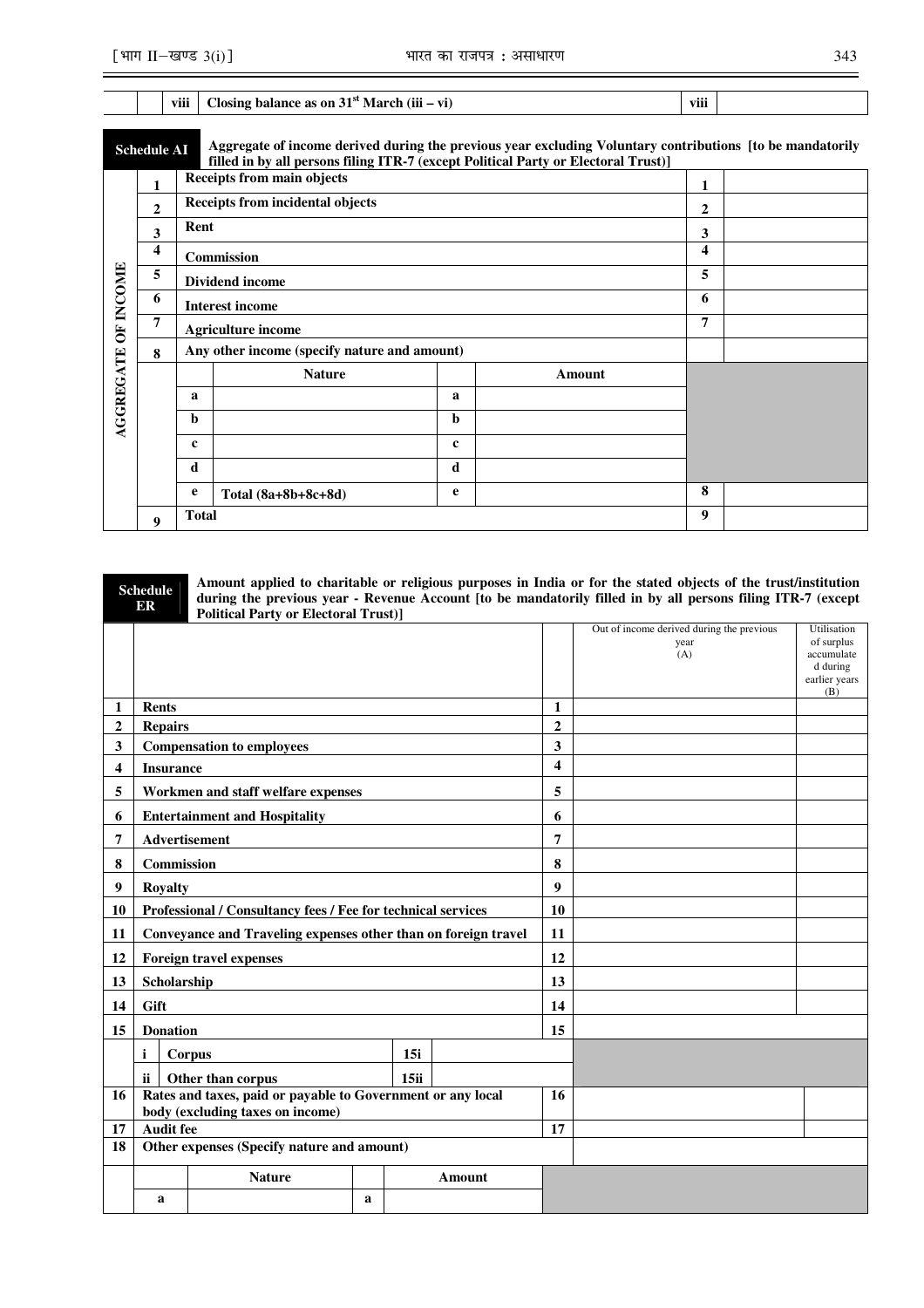| | | viii | Closing balance as on 31st March (iii – vi) | viii | |
|---|---|---|---|---|---|

**Schedule AI** — **Aggregate of income derived during the previous year excluding Voluntary contributions [to be mandatorily filled in by all persons filing ITR-7 (except Political Party or Electoral Trust)]**

| AGGREGATE OF INCOME | | | | | | | |
|---|---|---|---|---|---|---|---|
| | 1 | Receipts from main objects | | | | 1 | |
| | 2 | Receipts from incidental objects | | | | 2 | |
| | 3 | Rent | | | | 3 | |
| | 4 | Commission | | | | 4 | |
| | 5 | Dividend income | | | | 5 | |
| | 6 | Interest income | | | | 6 | |
| | 7 | Agriculture income | | | | 7 | |
| | 8 | Any other income (specify nature and amount) | | | | | |
| | | | Nature | | Amount | | |
| | | a | | a | | | |
| | | b | | b | | | |
| | | c | | c | | | |
| | | d | | d | | | |
| | | e | Total (8a+8b+8c+8d) | e | | 8 | |
| | 9 | Total | | | | 9 | |

**Schedule ER** — **Amount applied to charitable or religious purposes in India or for the stated objects of the trust/institution during the previous year - Revenue Account [to be mandatorily filled in by all persons filing ITR-7 (except Political Party or Electoral Trust)]**

| | | | | | Out of income derived during the previous year (A) | Utilisation of surplus accumulated during earlier years (B) |
|---|---|---|---|---|---|---|
| 1 | Rents | | | 1 | | |
| 2 | Repairs | | | 2 | | |
| 3 | Compensation to employees | | | 3 | | |
| 4 | Insurance | | | 4 | | |
| 5 | Workmen and staff welfare expenses | | | 5 | | |
| 6 | Entertainment and Hospitality | | | 6 | | |
| 7 | Advertisement | | | 7 | | |
| 8 | Commission | | | 8 | | |
| 9 | Royalty | | | 9 | | |
| 10 | Professional / Consultancy fees / Fee for technical services | | | 10 | | |
| 11 | Conveyance and Traveling expenses other than on foreign travel | | | 11 | | |
| 12 | Foreign travel expenses | | | 12 | | |
| 13 | Scholarship | | | 13 | | |
| 14 | Gift | | | 14 | | |
| 15 | Donation | | | 15 | | |
| | i Corpus | 15i | | | | |
| | ii Other than corpus | 15ii | | | | |
| 16 | Rates and taxes, paid or payable to Government or any local body (excluding taxes on income) | | | 16 | | |
| 17 | Audit fee | | | 17 | | |
| 18 | Other expenses (Specify nature and amount) | | | | | |
| | | Nature | | Amount | | |
| | a | | a | | | |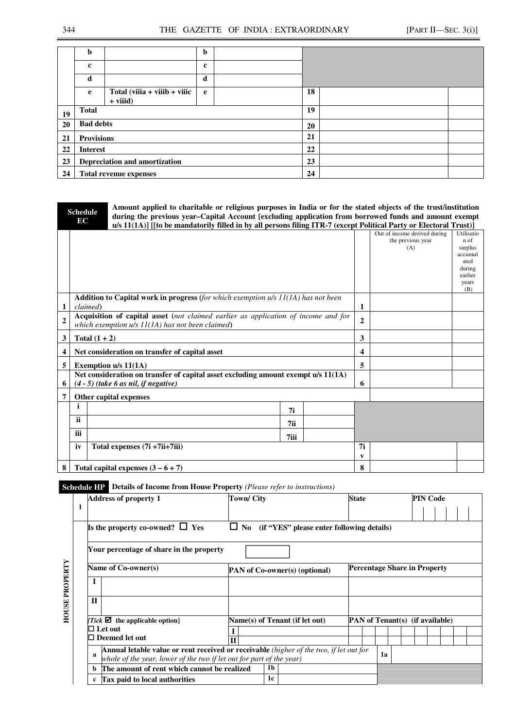|  |  |  |  |  |  |  |  |
|---|---|---|---|---|---|---|---|
|  | b |  | b |  |  |  |  |
|  | c |  | c |  |  |  |  |
|  | d |  | d |  |  |  |  |
|  | e | **Total (viiia + viiib + viiic + viiid)** | e |  | 18 |  |  |
| 19 | **Total** |  |  |  | 19 |  |  |
| 20 | **Bad debts** |  |  |  | 20 |  |  |
| 21 | **Provisions** |  |  |  | 21 |  |  |
| 22 | **Interest** |  |  |  | 22 |  |  |
| 23 | **Depreciation and amortization** |  |  |  | 23 |  |  |
| 24 | **Total revenue expenses** |  |  |  | 24 |  |  |

**Schedule EC** **Amount applied to charitable or religious purposes in India or for the stated objects of the trust/institution during the previous year–Capital Account [excluding application from borrowed funds and amount exempt u/s 11(1A)] [[to be mandatorily filled in by all persons filing ITR-7 (except Political Party or Electoral Trust)]**

|  |  |  |  |  | Out of income derived during the previous year (A) | Utilisation of surplus accumulated during earlier years (B) |
|---|---|---|---|---|---|---|
| 1 | **Addition to Capital work in progress (***for which exemption u/s 11(1A) has not been claimed***)** |  |  | 1 |  |  |
| 2 | **Acquisition of capital asset (***not claimed earlier as application of income and for which exemption u/s 11(1A) has not been claimed***)** |  |  | 2 |  |  |
| 3 | **Total (1 + 2)** |  |  | 3 |  |  |
| 4 | **Net consideration on transfer of capital asset** |  |  | 4 |  |  |
| 5 | **Exemption u/s 11(1A)** |  |  | 5 |  |  |
| 6 | **Net consideration on transfer of capital asset excluding amount exempt u/s 11(1A)** *(4 - 5) (take 6 as nil, if negative)* |  |  | 6 |  |  |
| 7 | **Other capital expenses** |  |  |  |  |  |
|  | i |  | 7i |  |  |  |
|  | ii |  | 7ii |  |  |  |
|  | iii |  | 7iii |  |  |  |
|  | iv | **Total expenses (7i +7ii+7iii)** |  | 7iv |  |  |
| 8 | **Total capital expenses (3 – 6 + 7)** |  |  | 8 |  |  |

**Schedule HP** **Details of Income from House Property** *(Please refer to instructions)*

**HOUSE PROPERTY**

| 1 | **Address of property 1** |  | **Town/ City** |  | **State** | **PIN Code** |
|---|---|---|---|---|---|---|
|  | **Is the property co-owned?** ☐ **Yes** |  | ☐ **No (if "YES" please enter following details)** |  |  |  |
|  | **Your percentage of share in the property** |  |  |  |  |  |
|  | **Name of Co-owner(s)** |  | **PAN of Co-owner(s) (optional)** |  | **Percentage Share in Property** |  |
|  | I |  |  |  |  |  |
|  | II |  |  |  |  |  |
|  | *[Tick* ☑ **the applicable option]** ☐ **Let out** ☐ **Deemed let out** |  | **Name(s) of Tenant (if let out)** I II |  | **PAN of Tenant(s) (if available)** |  |
|  | a | **Annual letable value or rent received or receivable** *(higher of the two, if let out for whole of the year, lower of the two if let out for part of the year)* |  |  | 1a |  |
|  | b | **The amount of rent which cannot be realized** | 1b |  |  |  |
|  | c | **Tax paid to local authorities** | 1c |  |  |  |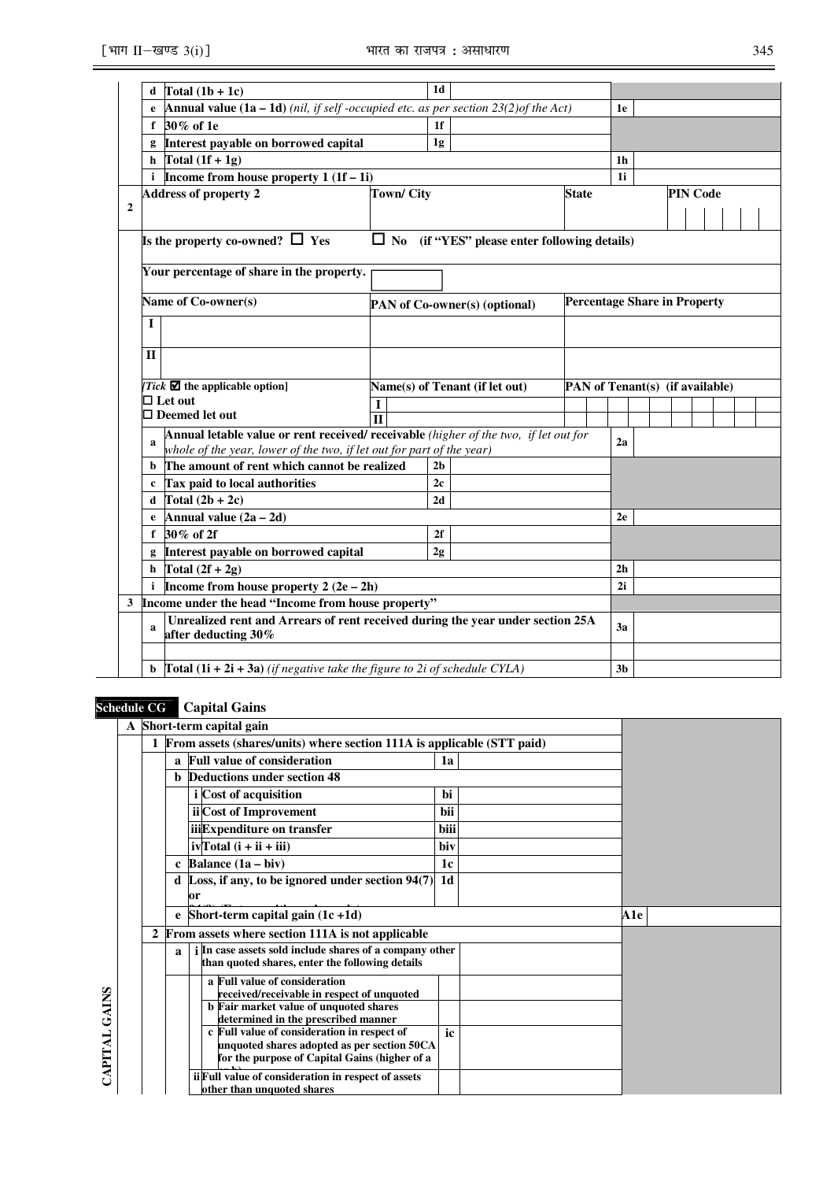| | | | | | |
|---|---|---|---|---|---|
| | d | Total (1b + 1c) | 1d | | |
| | e | Annual value (1a – 1d) *(nil, if self -occupied etc. as per section 23(2)of the Act)* | | 1e | |
| | f | 30% of 1e | 1f | | |
| | g | Interest payable on borrowed capital | 1g | | |
| | h | Total (1f + 1g) | | 1h | |
| | i | Income from house property 1 (1f – 1i) | | 1i | |
| 2 | | Address of property 2 / Town/ City / State / PIN Code | | | |
| | | Is the property co-owned? ☐ Yes ☐ No (if "YES" please enter following details) | | | |
| | | Your percentage of share in the property. | | | |
| | | Name of Co-owner(s) / PAN of Co-owner(s) (optional) / Percentage Share in Property | | | |
| | I | | | | |
| | II | | | | |
| | | *[Tick ☑ the applicable option]* ☐ Let out ☐ Deemed let out / Name(s) of Tenant (if let out) I, II / PAN of Tenant(s) (if available) | | | |
| | a | Annual letable value or rent received/ receivable *(higher of the two, if let out for whole of the year, lower of the two, if let out for part of the year)* | | 2a | |
| | b | The amount of rent which cannot be realized | 2b | | |
| | c | Tax paid to local authorities | 2c | | |
| | d | Total (2b + 2c) | 2d | | |
| | e | Annual value (2a – 2d) | | 2e | |
| | f | 30% of 2f | 2f | | |
| | g | Interest payable on borrowed capital | 2g | | |
| | h | Total (2f + 2g) | | 2h | |
| | i | Income from house property 2 (2e – 2h) | | 2i | |
| 3 | | Income under the head "Income from house property" | | | |
| | a | Unrealized rent and Arrears of rent received during the year under section 25A after deducting 30% | | 3a | |
| | b | Total (1i + 2i + 3a) *(if negative take the figure to 2i of schedule CYLA)* | | 3b | |

## Schedule CG Capital Gains

**CAPITAL GAINS**

| | | | | | |
|---|---|---|---|---|---|
| A | | Short-term capital gain | | | |
| | 1 | From assets (shares/units) where section 111A is applicable (STT paid) | | | |
| | | a Full value of consideration | 1a | | |
| | | b Deductions under section 48 | | | |
| | | i Cost of acquisition | bi | | |
| | | ii Cost of Improvement | bii | | |
| | | iii Expenditure on transfer | biii | | |
| | | iv Total (i + ii + iii) | biv | | |
| | | c Balance (1a – biv) | 1c | | |
| | | d Loss, if any, to be ignored under section 94(7) or 94(8) | 1d | | |
| | | e Short-term capital gain (1c +1d) | | A1e | |
| | 2 | From assets where section 111A is not applicable | | | |
| | | a i In case assets sold include shares of a company other than quoted shares, enter the following details | | | |
| | | a Full value of consideration received/receivable in respect of unquoted | | | |
| | | b Fair market value of unquoted shares determined in the prescribed manner | | | |
| | | c Full value of consideration in respect of unquoted shares adopted as per section 50CA for the purpose of Capital Gains (higher of a or b) | ic | | |
| | | ii Full value of consideration in respect of assets other than unquoted shares | | | |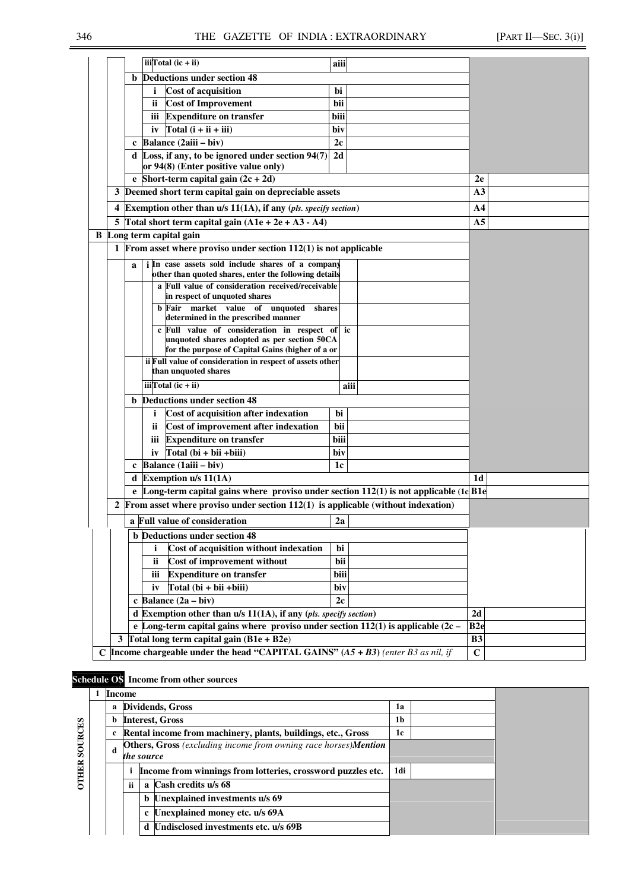| | | | | | | | |
|---|---|---|---|---|---|---|---|
| | | | iii | Total (ic + ii) | aiii | | |
| | | b | Deductions under section 48 | | | | |
| | | | i | Cost of acquisition | bi | | |
| | | | ii | Cost of Improvement | bii | | |
| | | | iii | Expenditure on transfer | biii | | |
| | | | iv | Total (i + ii + iii) | biv | | |
| | | c | Balance (2aiii – biv) | | 2c | | |
| | | d | Loss, if any, to be ignored under section 94(7) or 94(8) (Enter positive value only) | | 2d | | |
| | | e | Short-term capital gain (2c + 2d) | | | 2e | |
| | 3 | Deemed short term capital gain on depreciable assets | | | | A3 | |
| | 4 | Exemption other than u/s 11(1A), if any (*pls. specify section*) | | | | A4 | |
| | 5 | Total short term capital gain (A1e + 2e + A3 - A4) | | | | A5 | |
| B | Long term capital gain | | | | | | |
| | 1 | From asset where proviso under section 112(1) is not applicable | | | | | |
| | | a | i | In case assets sold include shares of a company other than quoted shares, enter the following details | | | |
| | | | | a Full value of consideration received/receivable in respect of unquoted shares | | | |
| | | | | b Fair market value of unquoted shares determined in the prescribed manner | | | |
| | | | | c Full value of consideration in respect of unquoted shares adopted as per section 50CA for the purpose of Capital Gains (higher of a or | ic | | |
| | | | ii | Full value of consideration in respect of assets other than unquoted shares | | | |
| | | | iii | Total (ic + ii) | aiii | | |
| | | b | Deductions under section 48 | | | | |
| | | | i | Cost of acquisition after indexation | bi | | |
| | | | ii | Cost of improvement after indexation | bii | | |
| | | | iii | Expenditure on transfer | biii | | |
| | | | iv | Total (bi + bii +biii) | biv | | |
| | | c | Balance (1aiii – biv) | | 1c | | |
| | | d | Exemption u/s 11(1A) | | | 1d | |
| | | e | Long-term capital gains where proviso under section 112(1) is not applicable (1c | | | B1e | |
| | 2 | From asset where proviso under section 112(1) is applicable (without indexation) | | | | | |
| | | a | Full value of consideration | | 2a | | |
| | | b | Deductions under section 48 | | | | |
| | | | i | Cost of acquisition without indexation | bi | | |
| | | | ii | Cost of improvement without | bii | | |
| | | | iii | Expenditure on transfer | biii | | |
| | | | iv | Total (bi + bii +biii) | biv | | |
| | | c | Balance (2a – biv) | | 2c | | |
| | | d | Exemption other than u/s 11(1A), if any (*pls. specify section*) | | | 2d | |
| | | e | Long-term capital gains where proviso under section 112(1) is applicable (2c – | | | B2e | |
| | 3 | Total long term capital gain (B1e + B2e) | | | | B3 | |
| C | Income chargeable under the head "CAPITAL GAINS" (*A5 + B3*) (*enter B3 as nil, if* | | | | | C | |

**Schedule OS** Income from other sources

OTHER SOURCES

| | | | | | | |
|---|---|---|---|---|---|---|
| 1 | Income | | | | | |
| | a | Dividends, Gross | | | 1a | |
| | b | Interest, Gross | | | 1b | |
| | c | Rental income from machinery, plants, buildings, etc., Gross | | | 1c | |
| | d | Others, Gross (*excluding income from owning race horses*)***Mention the source*** | | | | |
| | | i | Income from winnings from lotteries, crossword puzzles etc. | | 1di | |
| | | ii | a | Cash credits u/s 68 | | |
| | | | b | Unexplained investments u/s 69 | | |
| | | | c | Unexplained money etc. u/s 69A | | |
| | | | d | Undisclosed investments etc. u/s 69B | | |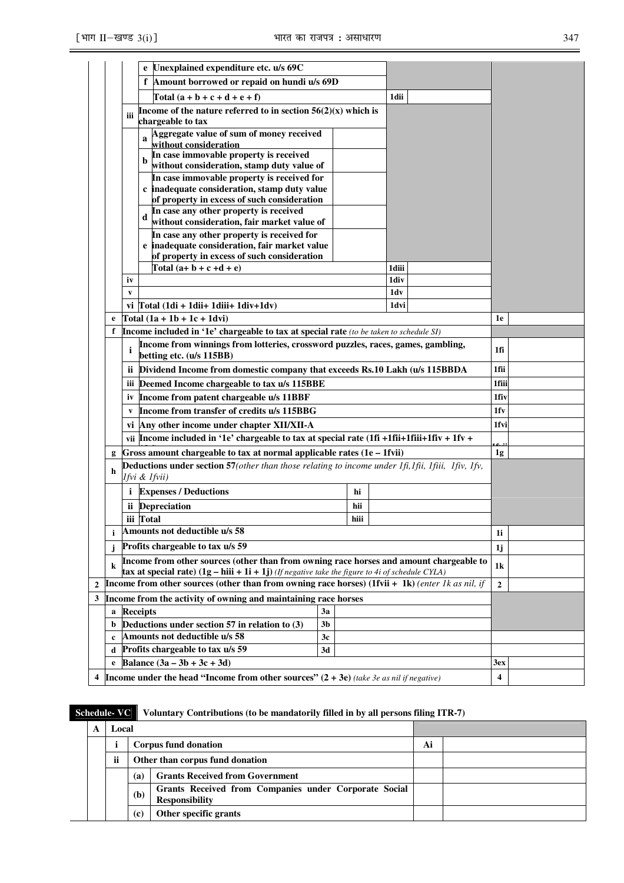| | | | | | | | | |
|---|---|---|---|---|---|---|---|---|
| | | | e | Unexplained expenditure etc. u/s 69C | | | | |
| | | | f | Amount borrowed or repaid on hundi u/s 69D | | | | |
| | | | | Total (a + b + c + d + e + f) | | 1dii | | |
| | | iii | | Income of the nature referred to in section 56(2)(x) which is chargeable to tax | | | | |
| | | | a | Aggregate value of sum of money received without consideration | | | | |
| | | | b | In case immovable property is received without consideration, stamp duty value of | | | | |
| | | | c | In case immovable property is received for inadequate consideration, stamp duty value of property in excess of such consideration | | | | |
| | | | d | In case any other property is received without consideration, fair market value of | | | | |
| | | | e | In case any other property is received for inadequate consideration, fair market value of property in excess of such consideration | | | | |
| | | | | Total (a+ b + c +d + e) | | 1diii | | |
| | | iv | | | | 1div | | |
| | | v | | | | 1dv | | |
| | | vi | | Total (1di + 1dii+ 1diii+ 1div+1dv) | | 1dvi | | |
| | e | Total (1a + 1b + 1c + 1dvi) | | | | | 1e | |
| | f | Income included in '1e' chargeable to tax at special rate *(to be taken to schedule SI)* | | | | | | |
| | | i | Income from winnings from lotteries, crossword puzzles, races, games, gambling, betting etc. (u/s 115BB) | | | | 1fi | |
| | | ii | Dividend Income from domestic company that exceeds Rs.10 Lakh (u/s 115BBDA | | | | 1fii | |
| | | iii | Deemed Income chargeable to tax u/s 115BBE | | | | 1fiii | |
| | | iv | Income from patent chargeable u/s 11BBF | | | | 1fiv | |
| | | v | Income from transfer of credits u/s 115BBG | | | | 1fv | |
| | | vi | Any other income under chapter XII/XII-A | | | | 1fvi | |
| | | vii | Income included in '1e' chargeable to tax at special rate (1fi +1fii+1fiii+1fiv + 1fv + | | | | 1fvii | |
| | g | Gross amount chargeable to tax at normal applicable rates (1e – 1fvii) | | | | | 1g | |
| | h | Deductions under section 57*(other than those relating to income under 1fi,1fii, 1fiii, 1fiv, 1fv, 1fvi & 1fvii)* | | | | | | |
| | | i | Expenses / Deductions | hi | | | | |
| | | ii | Depreciation | hii | | | | |
| | | iii | Total | hiii | | | | |
| | i | Amounts not deductible u/s 58 | | | | | 1i | |
| | j | Profits chargeable to tax u/s 59 | | | | | 1j | |
| | k | Income from other sources (other than from owning race horses and amount chargeable to tax at special rate) (1g – hiii + 1i + 1j) *(If negative take the figure to 4i of schedule CYLA)* | | | | | 1k | |
| 2 | | Income from other sources (other than from owning race horses) (1fvii + 1k) *(enter 1k as nil, if* | | | | | 2 | |
| 3 | | Income from the activity of owning and maintaining race horses | | | | | | |
| | a | Receipts | | 3a | | | | |
| | b | Deductions under section 57 in relation to (3) | | 3b | | | | |
| | c | Amounts not deductible u/s 58 | | 3c | | | | |
| | d | Profits chargeable to tax u/s 59 | | 3d | | | | |
| | e | Balance (3a – 3b + 3c + 3d) | | | | | 3ex | |
| 4 | | Income under the head "Income from other sources" (2 + 3e) *(take 3e as nil if negative)* | | | | | 4 | |

**Schedule- VC** **Voluntary Contributions (to be mandatorily filled in by all persons filing ITR-7)**

| | | | | | |
|---|---|---|---|---|---|
| A | Local | | | | |
| | i | Corpus fund donation | | Ai | |
| | ii | Other than corpus fund donation | | | |
| | | (a) | Grants Received from Government | | |
| | | (b) | Grants Received from Companies under Corporate Social Responsibility | | |
| | | (c) | Other specific grants | | |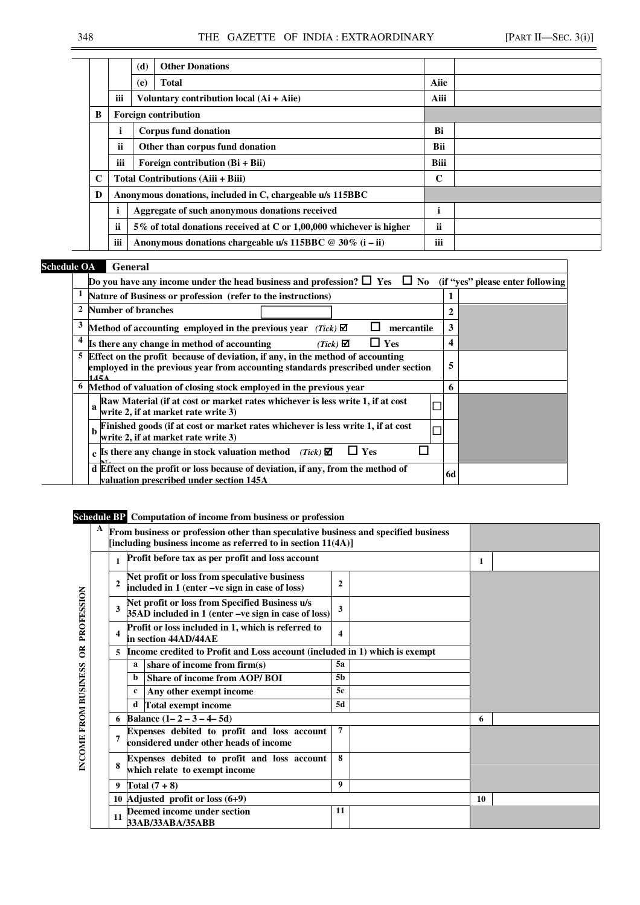| | | | | | |
|---|---|---|---|---|---|
| | | (d) | Other Donations | | |
| | | (e) | Total | Aiie | |
| | iii | | Voluntary contribution local (Ai + Aiie) | Aiii | |
| B | Foreign contribution | | | | |
| | i | | Corpus fund donation | Bi | |
| | ii | | Other than corpus fund donation | Bii | |
| | iii | | Foreign contribution (Bi + Bii) | Biii | |
| C | Total Contributions (Aiii + Biii) | | | C | |
| D | Anonymous donations, included in C, chargeable u/s 115BBC | | | | |
| | i | | Aggregate of such anonymous donations received | i | |
| | ii | | 5% of total donations received at C or 1,00,000 whichever is higher | ii | |
| | iii | | Anonymous donations chargeable u/s 115BBC @ 30% (i – ii) | iii | |

**Schedule OA General**

| | | | | |
|---|---|---|---|---|
| | Do you have any income under the head business and profession? ☐ Yes ☐ No (if "yes" please enter following | | | |
| 1 | Nature of Business or profession (refer to the instructions) | | 1 | |
| 2 | Number of branches | | 2 | |
| 3 | Method of accounting employed in the previous year (Tick) ☑ ☐ mercantile | | 3 | |
| 4 | Is there any change in method of accounting (Tick) ☑ ☐ Yes | | 4 | |
| 5 | Effect on the profit because of deviation, if any, in the method of accounting employed in the previous year from accounting standards prescribed under section 145A | | 5 | |
| 6 | Method of valuation of closing stock employed in the previous year | | 6 | |
| | a Raw Material (if at cost or market rates whichever is less write 1, if at cost write 2, if at market rate write 3) | ☐ | | |
| | b Finished goods (if at cost or market rates whichever is less write 1, if at cost write 2, if at market rate write 3) | ☐ | | |
| | c Is there any change in stock valuation method (Tick) ☑ ☐ Yes ☐ No | | | |
| | d Effect on the profit or loss because of deviation, if any, from the method of valuation prescribed under section 145A | | 6d | |

**Schedule BP Computation of income from business or profession**

INCOME FROM BUSINESS OR PROFESSION

| | | | | | | |
|---|---|---|---|---|---|---|
| A | From business or profession other than speculative business and specified business [including business income as referred to in section 11(4A)] | | | | | |
| | 1 | Profit before tax as per profit and loss account | | | 1 | |
| | 2 | Net profit or loss from speculative business included in 1 (enter –ve sign in case of loss) | 2 | | | |
| | 3 | Net profit or loss from Specified Business u/s 35AD included in 1 (enter –ve sign in case of loss) | 3 | | | |
| | 4 | Profit or loss included in 1, which is referred to in section 44AD/44AE | 4 | | | |
| | 5 | Income credited to Profit and Loss account (included in 1) which is exempt | | | | |
| | | a share of income from firm(s) | 5a | | | |
| | | b Share of income from AOP/ BOI | 5b | | | |
| | | c Any other exempt income | 5c | | | |
| | | d Total exempt income | 5d | | | |
| | 6 | Balance (1– 2 – 3 – 4– 5d) | | | 6 | |
| | 7 | Expenses debited to profit and loss account considered under other heads of income | 7 | | | |
| | 8 | Expenses debited to profit and loss account which relate to exempt income | 8 | | | |
| | 9 | Total (7 + 8) | 9 | | | |
| | 10 | Adjusted profit or loss (6+9) | | | 10 | |
| | 11 | Deemed income under section 33AB/33ABA/35ABB | 11 | | | |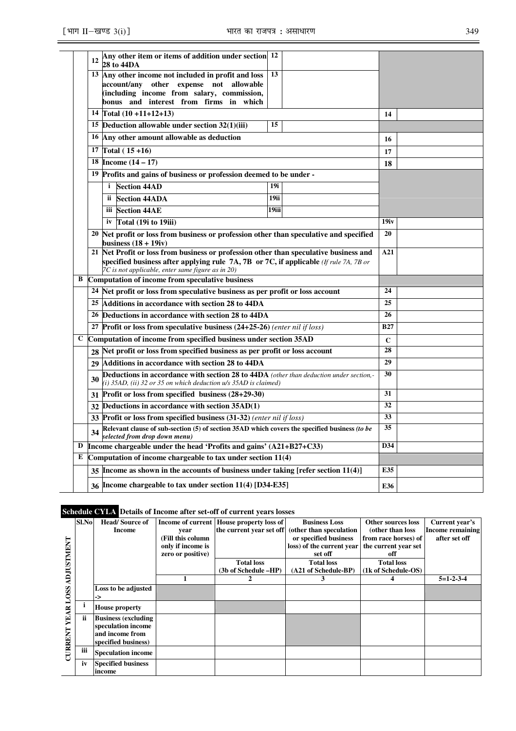| | | | | | |
|---|---|---|---|---|---|
| | 12 | Any other item or items of addition under section 28 to 44DA | 12 | | |
| | 13 | Any other income not included in profit and loss account/any other expense not allowable (including income from salary, commission, bonus and interest from firms in which | 13 | | |
| | 14 | Total (10 +11+12+13) | | 14 | |
| | 15 | Deduction allowable under section 32(1)(iii) | 15 | | |
| | 16 | Any other amount allowable as deduction | | 16 | |
| | 17 | Total ( 15 +16) | | 17 | |
| | 18 | Income (14 – 17) | | 18 | |
| | 19 | Profits and gains of business or profession deemed to be under - | | | |
| | | i Section 44AD | 19i | | |
| | | ii Section 44ADA | 19ii | | |
| | | iii Section 44AE | 19iii | | |
| | | iv Total (19i to 19iii) | | 19iv | |
| | 20 | Net profit or loss from business or profession other than speculative and specified business (18 + 19iv) | | 20 | |
| | 21 | Net Profit or loss from business or profession other than speculative business and specified business after applying rule 7A, 7B or 7C, if applicable *(If rule 7A, 7B or 7C is not applicable, enter same figure as in 20)* | | A21 | |
| B | | Computation of income from speculative business | | | |
| | 24 | Net profit or loss from speculative business as per profit or loss account | | 24 | |
| | 25 | Additions in accordance with section 28 to 44DA | | 25 | |
| | 26 | Deductions in accordance with section 28 to 44DA | | 26 | |
| | 27 | Profit or loss from speculative business (24+25-26) *(enter nil if loss)* | | B27 | |
| C | | Computation of income from specified business under section 35AD | | C | |
| | 28 | Net profit or loss from specified business as per profit or loss account | | 28 | |
| | 29 | Additions in accordance with section 28 to 44DA | | 29 | |
| | 30 | Deductions in accordance with section 28 to 44DA *(other than deduction under section,- (i) 35AD, (ii) 32 or 35 on which deduction u/s 35AD is claimed)* | | 30 | |
| | 31 | Profit or loss from specified business (28+29-30) | | 31 | |
| | 32 | Deductions in accordance with section 35AD(1) | | 32 | |
| | 33 | Profit or loss from specified business (31-32) *(enter nil if loss)* | | 33 | |
| | 34 | Relevant clause of sub-section (5) of section 35AD which covers the specified business *(to be selected from drop down menu)* | | 35 | |
| D | | Income chargeable under the head 'Profits and gains' (A21+B27+C33) | | D34 | |
| E | | Computation of income chargeable to tax under section 11(4) | | | |
| | 35 | Income as shown in the accounts of business under taking [refer section 11(4)] | | E35 | |
| | 36 | Income chargeable to tax under section 11(4) [D34-E35] | | E36 | |

**Schedule CYLA** **Details of Income after set-off of current years losses**

| CURRENT YEAR LOSS ADJUSTMENT | Sl.No | Head/ Source of Income | Income of current year (Fill this column only if income is zero or positive) | House property loss of the current year set off | Business Loss (other than speculation or specified business loss) of the current year set off | Other sources loss (other than loss from race horses) of the current year set off | Current year's Income remaining after set off |
|---|---|---|---|---|---|---|---|
| | | | | Total loss (3b of Schedule –HP) | Total loss (A21 of Schedule-BP) | Total loss (1k of Schedule-OS) | |
| | | | 1 | 2 | 3 | 4 | 5=1-2-3-4 |
| | | Loss to be adjusted -> | | | | | |
| | i | House property | | | | | |
| | ii | Business (excluding speculation income and income from specified business) | | | | | |
| | iii | Speculation income | | | | | |
| | iv | Specified business income | | | | | |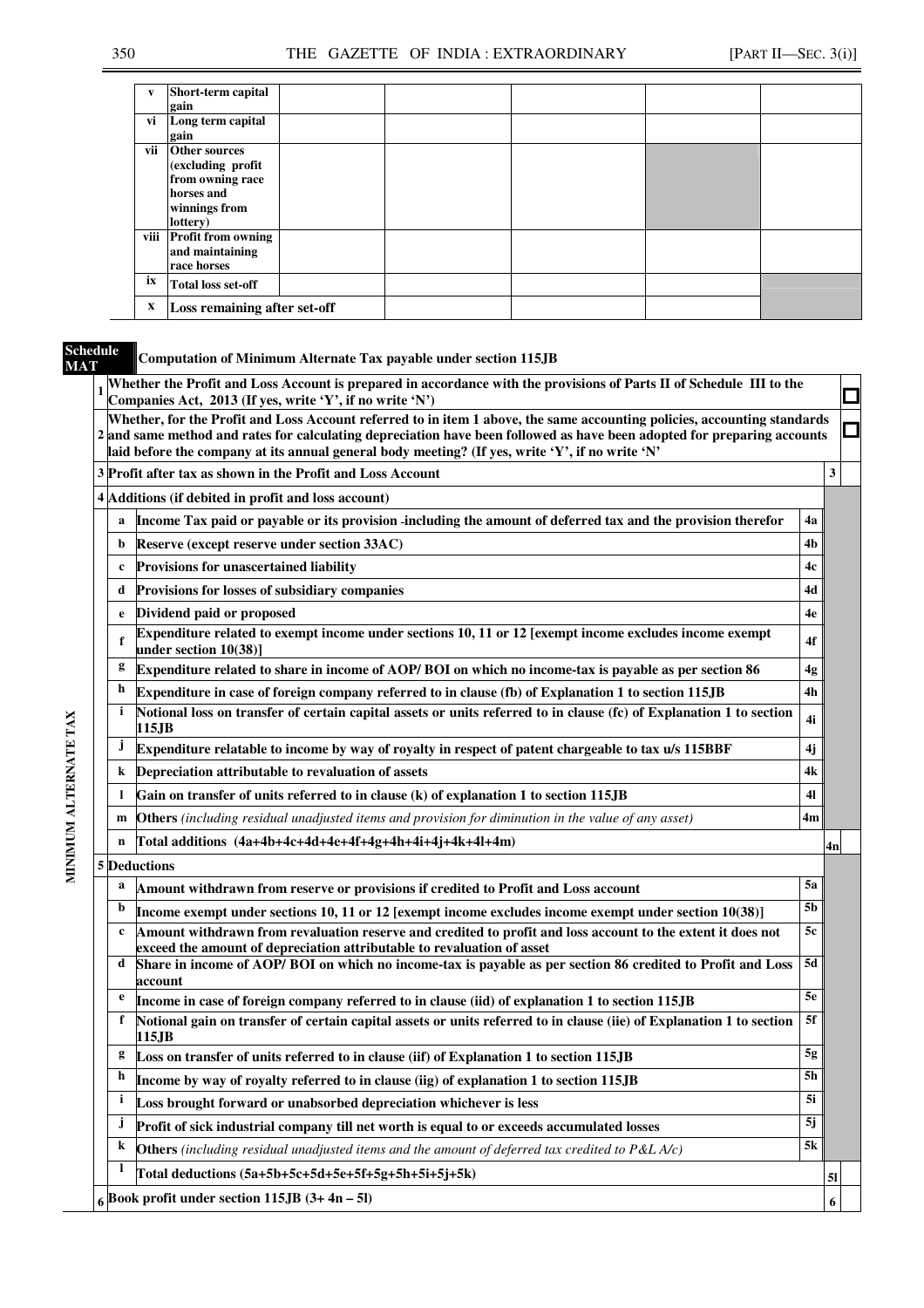| | | | | | | |
|---|---|---|---|---|---|---|
| v | Short-term capital gain | | | | | |
| vi | Long term capital gain | | | | | |
| vii | Other sources (excluding profit from owning race horses and winnings from lottery) | | | | | |
| viii | Profit from owning and maintaining race horses | | | | | |
| ix | Total loss set-off | | | | | |
| x | Loss remaining after set-off | | | | | |

**Schedule MAT** — **Computation of Minimum Alternate Tax payable under section 115JB**

MINIMUM ALTERNATE TAX

| | | | | |
|---|---|---|---|---|
| 1 | | Whether the Profit and Loss Account is prepared in accordance with the provisions of Parts II of Schedule III to the Companies Act, 2013 (If yes, write 'Y', if no write 'N') | | ☐ |
| 2 | | Whether, for the Profit and Loss Account referred to in item 1 above, the same accounting policies, accounting standards and same method and rates for calculating depreciation have been followed as have been adopted for preparing accounts laid before the company at its annual general body meeting? (If yes, write 'Y', if no write 'N' | | ☐ |
| 3 | | Profit after tax as shown in the Profit and Loss Account | | 3 |
| 4 | | Additions (if debited in profit and loss account) | | |
| | a | Income Tax paid or payable or its provision including the amount of deferred tax and the provision therefor | 4a | |
| | b | Reserve (except reserve under section 33AC) | 4b | |
| | c | Provisions for unascertained liability | 4c | |
| | d | Provisions for losses of subsidiary companies | 4d | |
| | e | Dividend paid or proposed | 4e | |
| | f | Expenditure related to exempt income under sections 10, 11 or 12 [exempt income excludes income exempt under section 10(38)] | 4f | |
| | g | Expenditure related to share in income of AOP/ BOI on which no income-tax is payable as per section 86 | 4g | |
| | h | Expenditure in case of foreign company referred to in clause (fb) of Explanation 1 to section 115JB | 4h | |
| | i | Notional loss on transfer of certain capital assets or units referred to in clause (fc) of Explanation 1 to section 115JB | 4i | |
| | j | Expenditure relatable to income by way of royalty in respect of patent chargeable to tax u/s 115BBF | 4j | |
| | k | Depreciation attributable to revaluation of assets | 4k | |
| | l | Gain on transfer of units referred to in clause (k) of explanation 1 to section 115JB | 4l | |
| | m | **Others** *(including residual unadjusted items and provision for diminution in the value of any asset)* | 4m | |
| | n | Total additions (4a+4b+4c+4d+4e+4f+4g+4h+4i+4j+4k+4l+4m) | | 4n |
| 5 | | Deductions | | |
| | a | Amount withdrawn from reserve or provisions if credited to Profit and Loss account | 5a | |
| | b | Income exempt under sections 10, 11 or 12 [exempt income excludes income exempt under section 10(38)] | 5b | |
| | c | Amount withdrawn from revaluation reserve and credited to profit and loss account to the extent it does not exceed the amount of depreciation attributable to revaluation of asset | 5c | |
| | d | Share in income of AOP/ BOI on which no income-tax is payable as per section 86 credited to Profit and Loss account | 5d | |
| | e | Income in case of foreign company referred to in clause (iid) of explanation 1 to section 115JB | 5e | |
| | f | Notional gain on transfer of certain capital assets or units referred to in clause (iie) of Explanation 1 to section 115JB | 5f | |
| | g | Loss on transfer of units referred to in clause (iif) of Explanation 1 to section 115JB | 5g | |
| | h | Income by way of royalty referred to in clause (iig) of explanation 1 to section 115JB | 5h | |
| | i | Loss brought forward or unabsorbed depreciation whichever is less | 5i | |
| | j | Profit of sick industrial company till net worth is equal to or exceeds accumulated losses | 5j | |
| | k | **Others** *(including residual unadjusted items and the amount of deferred tax credited to P&L A/c)* | 5k | |
| | l | Total deductions (5a+5b+5c+5d+5e+5f+5g+5h+5i+5j+5k) | | 5l |
| 6 | | Book profit under section 115JB (3+ 4n – 5l) | | 6 |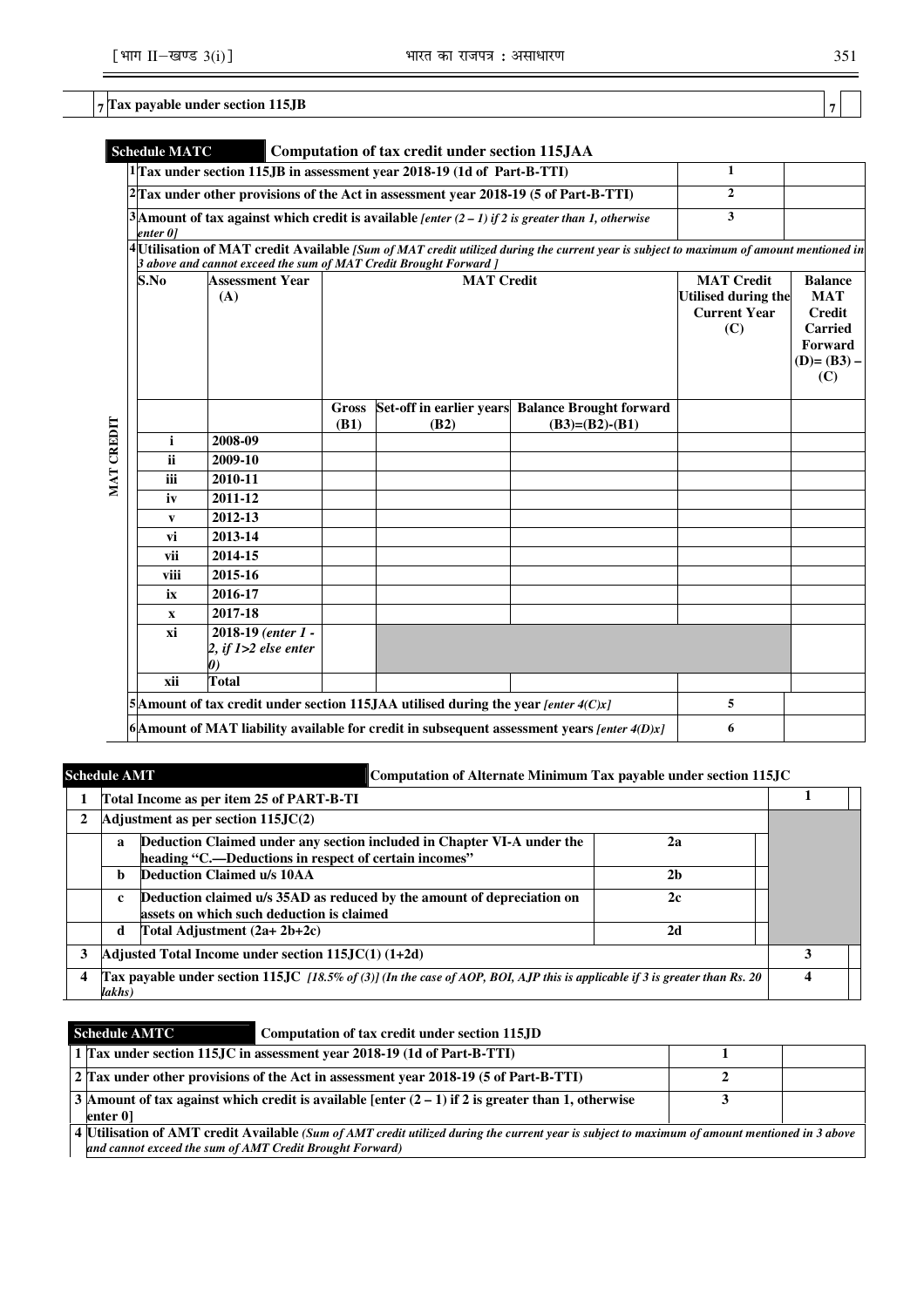| 7 | Tax payable under section 115JB | 7 | |
|---|---|---|---|

**Schedule MATC** **Computation of tax credit under section 115JAA**

| | | | | | | | |
|---|---|---|---|---|---|---|---|
| 1 | Tax under section 115JB in assessment year 2018-19 (1d of Part-B-TTI) | | | | | 1 | |
| 2 | Tax under other provisions of the Act in assessment year 2018-19 (5 of Part-B-TTI) | | | | | 2 | |
| 3 | Amount of tax against which credit is available *[enter (2 – 1) if 2 is greater than 1, otherwise enter 0]* | | | | | 3 | |
| 4 | Utilisation of MAT credit Available *[Sum of MAT credit utilized during the current year is subject to maximum of amount mentioned in 3 above and cannot exceed the sum of MAT Credit Brought Forward ]* | | | | | | |

**MAT CREDIT**

| S.No | Assessment Year (A) | MAT Credit | | | MAT Credit Utilised during the Current Year (C) | Balance MAT Credit Carried Forward (D)= (B3) – (C) |
|---|---|---|---|---|---|---|
| | | Gross (B1) | Set-off in earlier years (B2) | Balance Brought forward (B3)=(B2)-(B1) | | |
| i | 2008-09 | | | | | |
| ii | 2009-10 | | | | | |
| iii | 2010-11 | | | | | |
| iv | 2011-12 | | | | | |
| v | 2012-13 | | | | | |
| vi | 2013-14 | | | | | |
| vii | 2014-15 | | | | | |
| viii | 2015-16 | | | | | |
| ix | 2016-17 | | | | | |
| x | 2017-18 | | | | | |
| xi | 2018-19 *(enter 1 - 2, if 1>2 else enter 0)* | | | | | |
| xii | Total | | | | | |

| | | | |
|---|---|---|---|
| 5 | Amount of tax credit under section 115JAA utilised during the year *[enter 4(C)x]* | 5 | |
| 6 | Amount of MAT liability available for credit in subsequent assessment years *[enter 4(D)x]* | 6 | |

**Schedule AMT** **Computation of Alternate Minimum Tax payable under section 115JC**

| | | | | | |
|---|---|---|---|---|---|
| 1 | Total Income as per item 25 of PART-B-TI | | | 1 | |
| 2 | Adjustment as per section 115JC(2) | | | | |
| | a | Deduction Claimed under any section included in Chapter VI-A under the heading "C.—Deductions in respect of certain incomes" | 2a | | |
| | b | Deduction Claimed u/s 10AA | 2b | | |
| | c | Deduction claimed u/s 35AD as reduced by the amount of depreciation on assets on which such deduction is claimed | 2c | | |
| | d | Total Adjustment (2a+ 2b+2c) | 2d | | |
| 3 | Adjusted Total Income under section 115JC(1) (1+2d) | | | 3 | |
| 4 | Tax payable under section 115JC *[18.5% of (3)] (In the case of AOP, BOI, AJP this is applicable if 3 is greater than Rs. 20 lakhs)* | | | 4 | |

**Schedule AMTC** **Computation of tax credit under section 115JD**

| | | | |
|---|---|---|---|
| 1 | Tax under section 115JC in assessment year 2018-19 (1d of Part-B-TTI) | 1 | |
| 2 | Tax under other provisions of the Act in assessment year 2018-19 (5 of Part-B-TTI) | 2 | |
| 3 | Amount of tax against which credit is available [enter (2 – 1) if 2 is greater than 1, otherwise enter 0] | 3 | |
| 4 | Utilisation of AMT credit Available *(Sum of AMT credit utilized during the current year is subject to maximum of amount mentioned in 3 above and cannot exceed the sum of AMT Credit Brought Forward)* | | |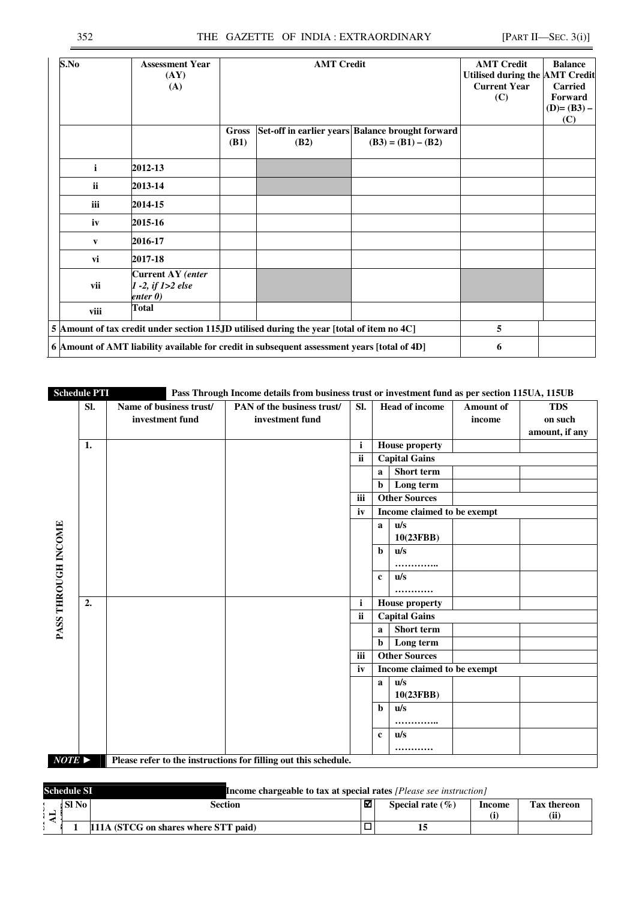| S.No | Assessment Year (AY) (A) | AMT Credit | | | AMT Credit Utilised during the Current Year (C) | Balance AMT Credit Carried Forward (D)= (B3) – (C) |
|---|---|---|---|---|---|---|
| | | Gross (B1) | Set-off in earlier years (B2) | Balance brought forward (B3) = (B1) – (B2) | | |
| i | 2012-13 | | | | | |
| ii | 2013-14 | | | | | |
| iii | 2014-15 | | | | | |
| iv | 2015-16 | | | | | |
| v | 2016-17 | | | | | |
| vi | 2017-18 | | | | | |
| vii | Current AY *(enter 1 -2, if 1>2 else enter 0)* | | | | | |
| viii | Total | | | | | |

| | | |
|---|---|---|
| 5 | Amount of tax credit under section 115JD utilised during the year [total of item no 4C] | 5 | |
| 6 | Amount of AMT liability available for credit in subsequent assessment years [total of 4D] | 6 | |

**Schedule PTI** — **Pass Through Income details from business trust or investment fund as per section 115UA, 115UB**

PASS THROUGH INCOME

| Sl. | Name of business trust/ investment fund | PAN of the business trust/ investment fund | Sl. | | Head of income | Amount of income | TDS on such amount, if any |
|---|---|---|---|---|---|---|---|
| 1. | | | i | | House property | | |
| | | | ii | | Capital Gains | | |
| | | | | a | Short term | | |
| | | | | b | Long term | | |
| | | | iii | | Other Sources | | |
| | | | iv | | Income claimed to be exempt | | |
| | | | | a | u/s 10(23FBB) | | |
| | | | | b | u/s ………….. | | |
| | | | | c | u/s ………… | | |
| 2. | | | i | | House property | | |
| | | | ii | | Capital Gains | | |
| | | | | a | Short term | | |
| | | | | b | Long term | | |
| | | | iii | | Other Sources | | |
| | | | iv | | Income claimed to be exempt | | |
| | | | | a | u/s 10(23FBB) | | |
| | | | | b | u/s ………….. | | |
| | | | | c | u/s ………… | | |

*NOTE* ► Please refer to the instructions for filling out this schedule.

**Schedule SI** — **Income chargeable to tax at special rates** *[Please see instruction]*

| Sl No | Section | ☑ | Special rate (%) | Income (i) | Tax thereon (ii) |
|---|---|---|---|---|---|
| 1 | 111A (STCG on shares where STT paid) | ☐ | 15 | | |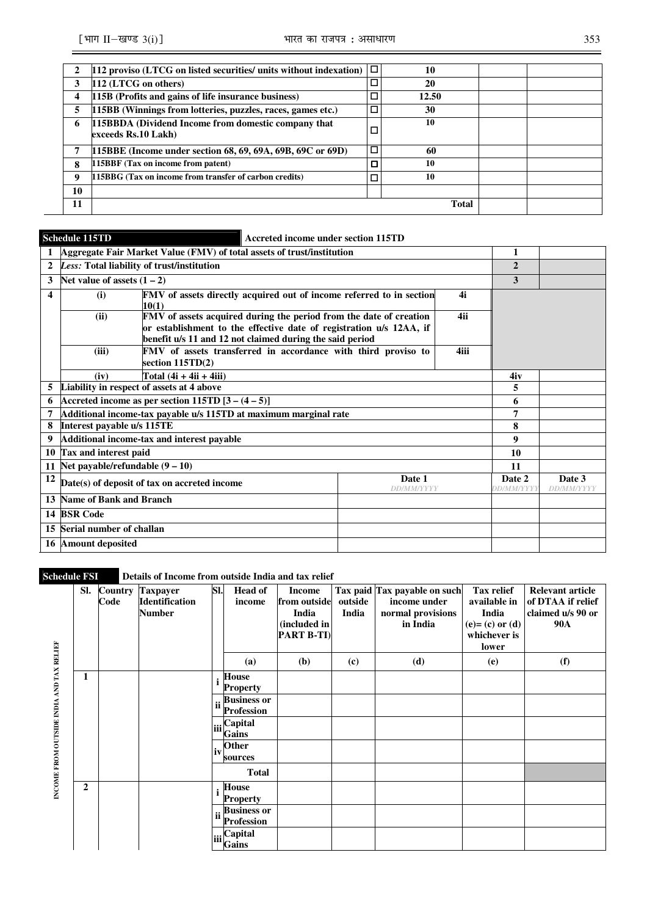| 2 | 112 proviso (LTCG on listed securities/ units without indexation) | ☐ | 10 | | |
|---|---|---|---|---|---|
| 3 | 112 (LTCG on others) | ☐ | 20 | | |
| 4 | 115B (Profits and gains of life insurance business) | ☐ | 12.50 | | |
| 5 | 115BB (Winnings from lotteries, puzzles, races, games etc.) | ☐ | 30 | | |
| 6 | 115BBDA (Dividend Income from domestic company that exceeds Rs.10 Lakh) | ☐ | 10 | | |
| 7 | 115BBE (Income under section 68, 69, 69A, 69B, 69C or 69D) | ☐ | 60 | | |
| 8 | 115BBF (Tax on income from patent) | ☐ | 10 | | |
| 9 | 115BBG (Tax on income from transfer of carbon credits) | ☐ | 10 | | |
| 10 | | | | | |
| 11 | | | Total | | |

**Schedule 115TD** — **Accreted income under section 115TD**

| | | | | | | |
|---|---|---|---|---|---|---|
| 1 | Aggregate Fair Market Value (FMV) of total assets of trust/institution | | | | 1 | |
| 2 | *Less:* Total liability of trust/institution | | | | 2 | |
| 3 | Net value of assets (1 – 2) | | | | 3 | |
| 4 | (i) | FMV of assets directly acquired out of income referred to in section 10(1) | 4i | | | |
| | (ii) | FMV of assets acquired during the period from the date of creation or establishment to the effective date of registration u/s 12AA, if benefit u/s 11 and 12 not claimed during the said period | 4ii | | | |
| | (iii) | FMV of assets transferred in accordance with third proviso to section 115TD(2) | 4iii | | | |
| | (iv) | Total (4i + 4ii + 4iii) | | | 4iv | |
| 5 | Liability in respect of assets at 4 above | | | | 5 | |
| 6 | Accreted income as per section 115TD [3 – (4 – 5)] | | | | 6 | |
| 7 | Additional income-tax payable u/s 115TD at maximum marginal rate | | | | 7 | |
| 8 | Interest payable u/s 115TE | | | | 8 | |
| 9 | Additional income-tax and interest payable | | | | 9 | |
| 10 | Tax and interest paid | | | | 10 | |
| 11 | Net payable/refundable (9 – 10) | | | | 11 | |
| 12 | Date(s) of deposit of tax on accreted income | | | Date 1 DD/MM/YYYY | Date 2 DD/MM/YYYY | Date 3 DD/MM/YYYY |
| 13 | Name of Bank and Branch | | | | | |
| 14 | BSR Code | | | | | |
| 15 | Serial number of challan | | | | | |
| 16 | Amount deposited | | | | | |

**Schedule FSI** — **Details of Income from outside India and tax relief**

INCOME FROM OUTSIDE INDIA AND TAX RELIEF

| Sl. | Country Code | Taxpayer Identification Number | Sl. | Head of income | Income from outside India (included in PART B-TI) | Tax paid outside India | Tax payable on such income under normal provisions in India | Tax relief available in India (e)= (c) or (d) whichever is lower | Relevant article of DTAA if relief claimed u/s 90 or 90A |
|---|---|---|---|---|---|---|---|---|---|
| | | | | (a) | (b) | (c) | (d) | (e) | (f) |
| 1 | | | i | House Property | | | | | |
| | | | ii | Business or Profession | | | | | |
| | | | iii | Capital Gains | | | | | |
| | | | iv | Other sources | | | | | |
| | | | | Total | | | | | |
| 2 | | | i | House Property | | | | | |
| | | | ii | Business or Profession | | | | | |
| | | | iii | Capital Gains | | | | | |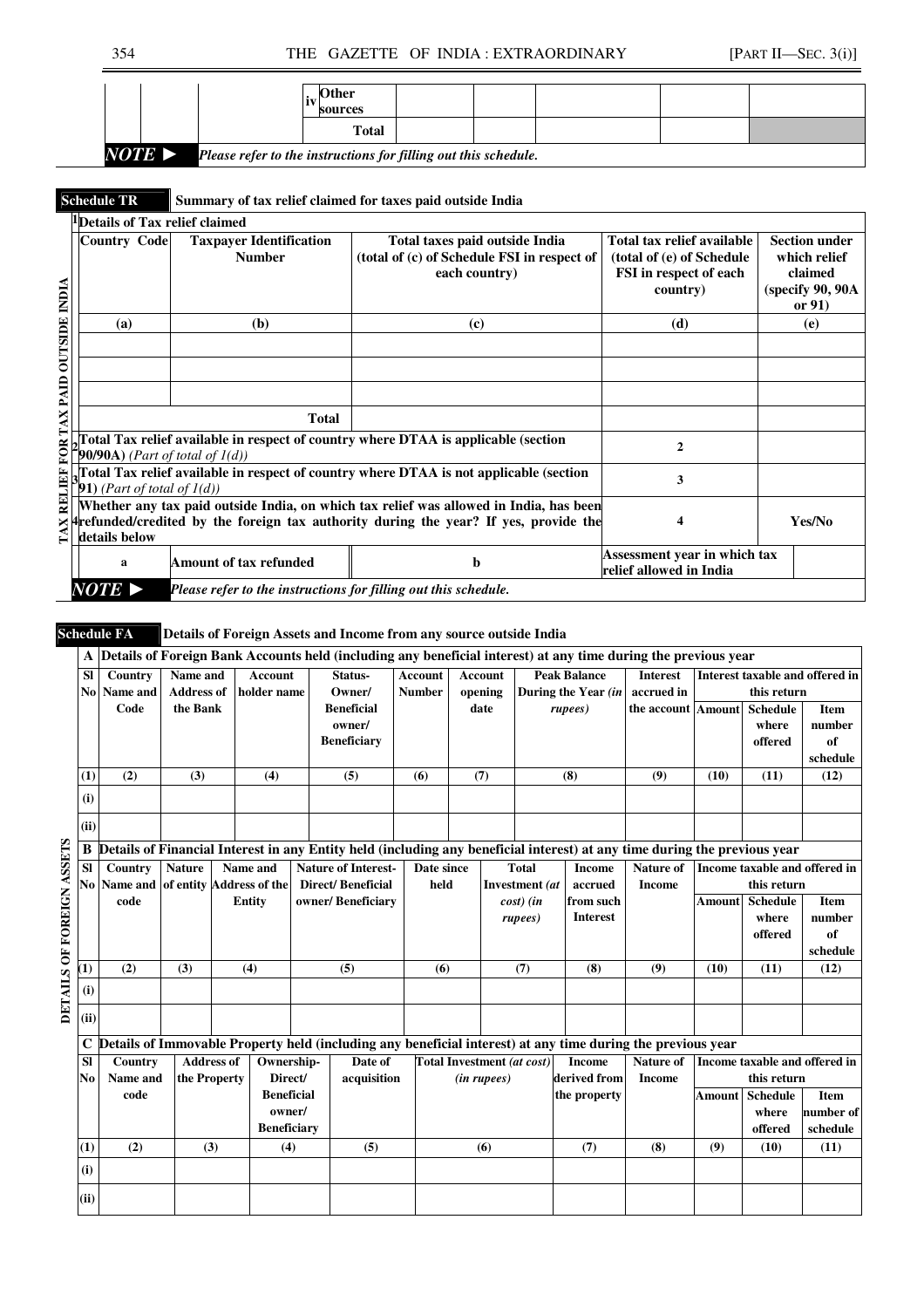| | | | iv | Other sources | | | | | |
|---|---|---|---|---|---|---|---|---|---|
| | | | | Total | | | | | |

*NOTE ►* *Please refer to the instructions for filling out this schedule.*

**Schedule TR** **Summary of tax relief claimed for taxes paid outside India**

TAX RELIEF FOR TAX PAID OUTSIDE INDIA

| | | | | | |
|---|---|---|---|---|---|
| 1 | **Details of Tax relief claimed** | | | | |
| | **Country Code** | **Taxpayer Identification Number** | **Total taxes paid outside India (total of (c) of Schedule FSI in respect of each country)** | **Total tax relief available (total of (e) of Schedule FSI in respect of each country)** | **Section under which relief claimed (specify 90, 90A or 91)** |
| | **(a)** | **(b)** | **(c)** | **(d)** | **(e)** |
| | | | | | |
| | | | | | |
| | | | | | |
| | | **Total** | | | |
| 2 | **Total Tax relief available in respect of country where DTAA is applicable (section 90/90A)** *(Part of total of 1(d))* | | | **2** | |
| 3 | **Total Tax relief available in respect of country where DTAA is not applicable (section 91)** *(Part of total of 1(d))* | | | **3** | |
| 4 | **Whether any tax paid outside India, on which tax relief was allowed in India, has been refunded/credited by the foreign tax authority during the year? If yes, provide the details below** | | | **4** | **Yes/No** |
| | **a** | **Amount of tax refunded** | **b** | **Assessment year in which tax relief allowed in India** | |

*NOTE ►* *Please refer to the instructions for filling out this schedule.*

**Schedule FA** **Details of Foreign Assets and Income from any source outside India**

DETAILS OF FOREIGN ASSETS

**A** **Details of Foreign Bank Accounts held (including any beneficial interest) at any time during the previous year**

| **Sl No** | **Country Name and Code** | **Name and Address of the Bank** | **Account holder name** | **Status- Owner/ Beneficial owner/ Beneficiary** | **Account Number** | **Account opening date** | **Peak Balance During the Year** *(in rupees)* | **Interest accrued in the account** | **Interest taxable and offered in this return** | | |
|---|---|---|---|---|---|---|---|---|---|---|---|
| | | | | | | | | | **Amount** | **Schedule where offered** | **Item number of schedule** |
| **(1)** | **(2)** | **(3)** | **(4)** | **(5)** | **(6)** | **(7)** | **(8)** | **(9)** | **(10)** | **(11)** | **(12)** |
| **(i)** | | | | | | | | | | | |
| **(ii)** | | | | | | | | | | | |

**B** **Details of Financial Interest in any Entity held (including any beneficial interest) at any time during the previous year**

| **Sl No** | **Country Name and code** | **Nature of entity** | **Name and Address of the Entity** | **Nature of Interest- Direct/ Beneficial owner/ Beneficiary** | **Date since held** | **Total Investment** *(at cost) (in rupees)* | **Income accrued from such Interest** | **Nature of Income** | **Income taxable and offered in this return** | | |
|---|---|---|---|---|---|---|---|---|---|---|---|
| | | | | | | | | | **Amount** | **Schedule where offered** | **Item number of schedule** |
| **(1)** | **(2)** | **(3)** | **(4)** | **(5)** | **(6)** | **(7)** | **(8)** | **(9)** | **(10)** | **(11)** | **(12)** |
| **(i)** | | | | | | | | | | | |
| **(ii)** | | | | | | | | | | | |

**C** **Details of Immovable Property held (including any beneficial interest) at any time during the previous year**

| **Sl No** | **Country Name and code** | **Address of the Property** | **Ownership- Direct/ Beneficial owner/ Beneficiary** | **Date of acquisition** | **Total Investment** *(at cost) (in rupees)* | **Income derived from the property** | **Nature of Income** | **Income taxable and offered in this return** | | |
|---|---|---|---|---|---|---|---|---|---|---|
| | | | | | | | | **Amount** | **Schedule where offered** | **Item number of schedule** |
| **(1)** | **(2)** | **(3)** | **(4)** | **(5)** | **(6)** | **(7)** | **(8)** | **(9)** | **(10)** | **(11)** |
| **(i)** | | | | | | | | | | |
| **(ii)** | | | | | | | | | | |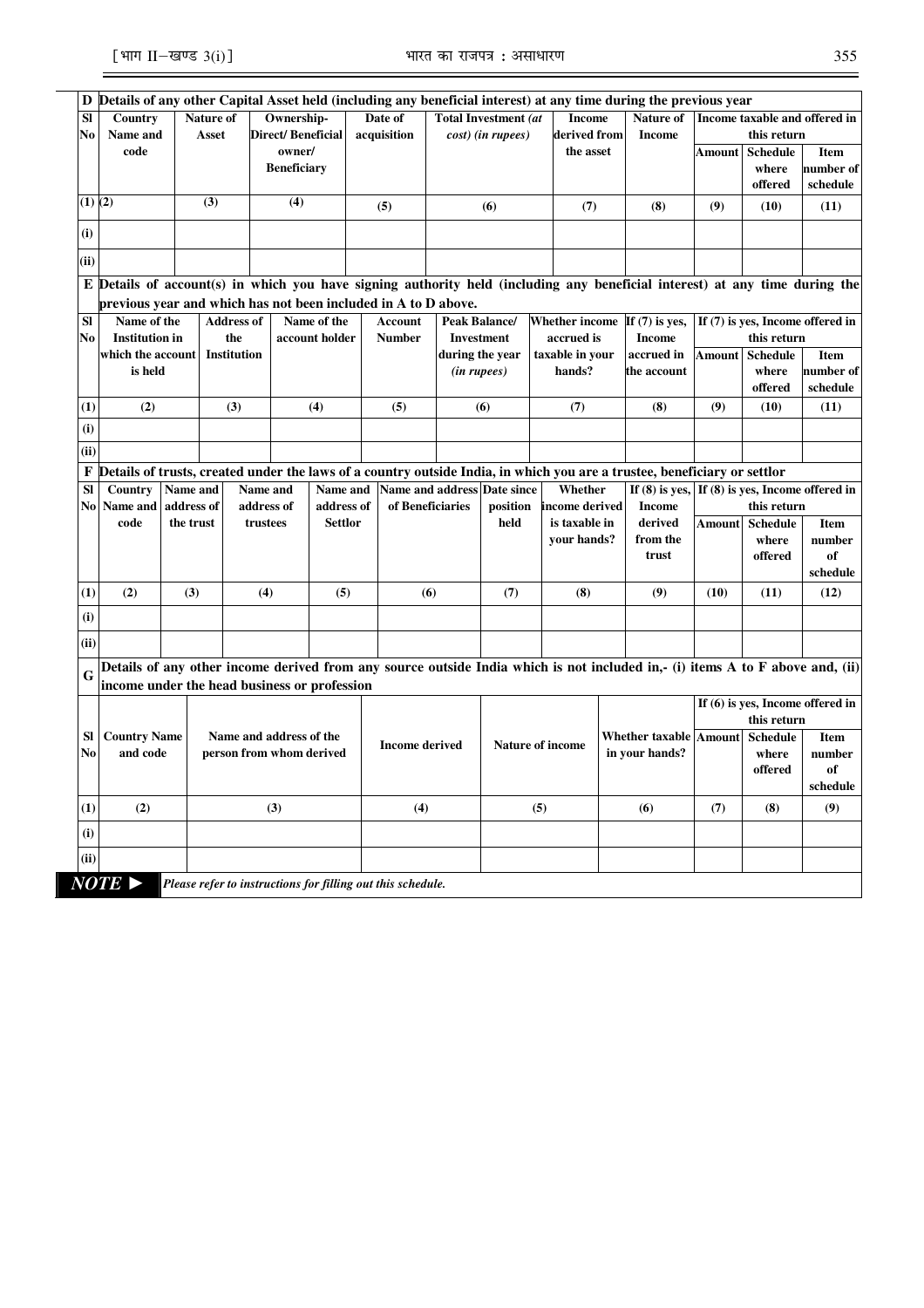**D Details of any other Capital Asset held (including any beneficial interest) at any time during the previous year**

| Sl No | Country Name and code | Nature of Asset | Ownership-Direct/ Beneficial owner/ Beneficiary | Date of acquisition | Total Investment *(at cost) (in rupees)* | Income derived from the asset | Nature of Income | Income taxable and offered in this return | | |
|---|---|---|---|---|---|---|---|---|---|---|
| | | | | | | | | Amount | Schedule where offered | Item number of schedule |
| (1) | (2) | (3) | (4) | (5) | (6) | (7) | (8) | (9) | (10) | (11) |
| (i) | | | | | | | | | | |
| (ii) | | | | | | | | | | |

**E Details of account(s) in which you have signing authority held (including any beneficial interest) at any time during the previous year and which has not been included in A to D above.**

| Sl No | Name of the Institution in which the account is held | Address of the Institution | Name of the account holder | Account Number | Peak Balance/ Investment during the year *(in rupees)* | Whether income accrued is taxable in your hands? | If (7) is yes, Income accrued in the account | If (7) is yes, Income offered in this return | | |
|---|---|---|---|---|---|---|---|---|---|---|
| | | | | | | | | Amount | Schedule where offered | Item number of schedule |
| (1) | (2) | (3) | (4) | (5) | (6) | (7) | (8) | (9) | (10) | (11) |
| (i) | | | | | | | | | | |
| (ii) | | | | | | | | | | |

**F Details of trusts, created under the laws of a country outside India, in which you are a trustee, beneficiary or settlor**

| Sl No | Country Name and code | Name and address of the trust | Name and address of trustees | Name and address of Settlor | Name and address of Beneficiaries | Date since position held | Whether income derived is taxable in your hands? | If (8) is yes, Income derived from the trust | If (8) is yes, Income offered in this return | | |
|---|---|---|---|---|---|---|---|---|---|---|---|
| | | | | | | | | | Amount | Schedule where offered | Item number of schedule |
| (1) | (2) | (3) | (4) | (5) | (6) | (7) | (8) | (9) | (10) | (11) | (12) |
| (i) | | | | | | | | | | | |
| (ii) | | | | | | | | | | | |

**G Details of any other income derived from any source outside India which is not included in,- (i) items A to F above and, (ii) income under the head business or profession**

| Sl No | Country Name and code | Name and address of the person from whom derived | Income derived | Nature of income | Whether taxable in your hands? | If (6) is yes, Income offered in this return | | |
|---|---|---|---|---|---|---|---|---|
| | | | | | | Amount | Schedule where offered | Item number of schedule |
| (1) | (2) | (3) | (4) | (5) | (6) | (7) | (8) | (9) |
| (i) | | | | | | | | |
| (ii) | | | | | | | | |

***NOTE ►*** *Please refer to instructions for filling out this schedule.*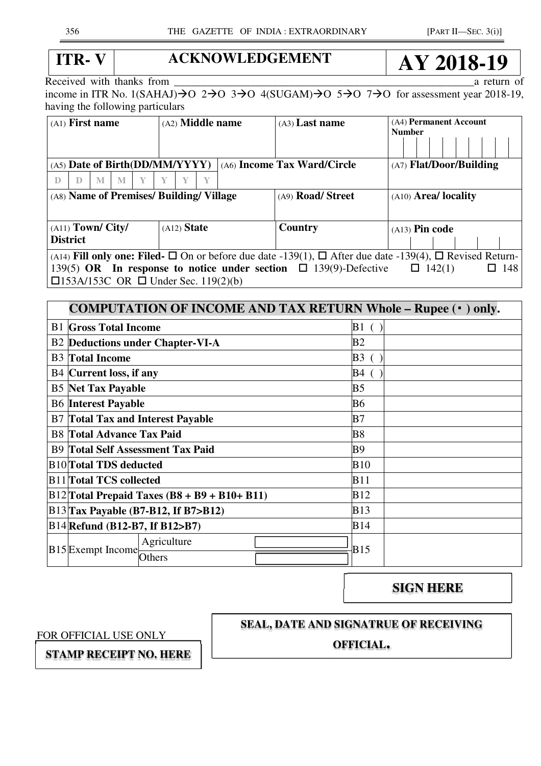| ITR- V | ACKNOWLEDGEMENT | AY 2018-19 |
|---|---|---|

Received with thanks from ____________________________________________a return of income in ITR No. 1(SAHAJ)→O 2→O 3→O 4(SUGAM)→O 5→O 7→O for assessment year 2018-19, having the following particulars

| | | | |
|---|---|---|---|
| (A1) **First name** | (A2) **Middle name** | (A3) **Last name** | (A4) **Permanent Account Number** |
| (A5) **Date of Birth(DD/MM/YYYY)** D D M M Y Y Y Y | (A6) **Income Tax Ward/Circle** | | (A7) **Flat/Door/Building** |
| (A8) **Name of Premises/ Building/ Village** | | (A9) **Road/ Street** | (A10) **Area/ locality** |
| (A11) **Town/ City/ District** | (A12) **State** | **Country** | (A13) **Pin code** |
| (A14) **Fill only one: Filed-** ☐ On or before due date -139(1), ☐ After due date -139(4), ☐ Revised Return-139(5) **OR In response to notice under section** ☐ 139(9)-Defective ☐ 142(1) ☐ 148 ☐153A/153C OR ☐ Under Sec. 119(2)(b) | | | |

| COMPUTATION OF INCOME AND TAX RETURN Whole – Rupee (₹) only. | | | |
|---|---|---|---|
| B1 | **Gross Total Income** | B1 ( ) | |
| B2 | **Deductions under Chapter-VI-A** | B2 | |
| B3 | **Total Income** | B3 ( ) | |
| B4 | **Current loss, if any** | B4 ( ) | |
| B5 | **Net Tax Payable** | B5 | |
| B6 | **Interest Payable** | B6 | |
| B7 | **Total Tax and Interest Payable** | B7 | |
| B8 | **Total Advance Tax Paid** | B8 | |
| B9 | **Total Self Assessment Tax Paid** | B9 | |
| B10 | **Total TDS deducted** | B10 | |
| B11 | **Total TCS collected** | B11 | |
| B12 | **Total Prepaid Taxes (B8 + B9 + B10+ B11)** | B12 | |
| B13 | **Tax Payable (B7-B12, If B7>B12)** | B13 | |
| B14 | **Refund (B12-B7, If B12>B7)** | B14 | |
| B15 | Exempt Income — Agriculture / Others | B15 | |

**SIGN HERE**

FOR OFFICIAL USE ONLY

**STAMP RECEIPT NO. HERE**

**SEAL, DATE AND SIGNATRUE OF RECEIVING OFFICIAL.**